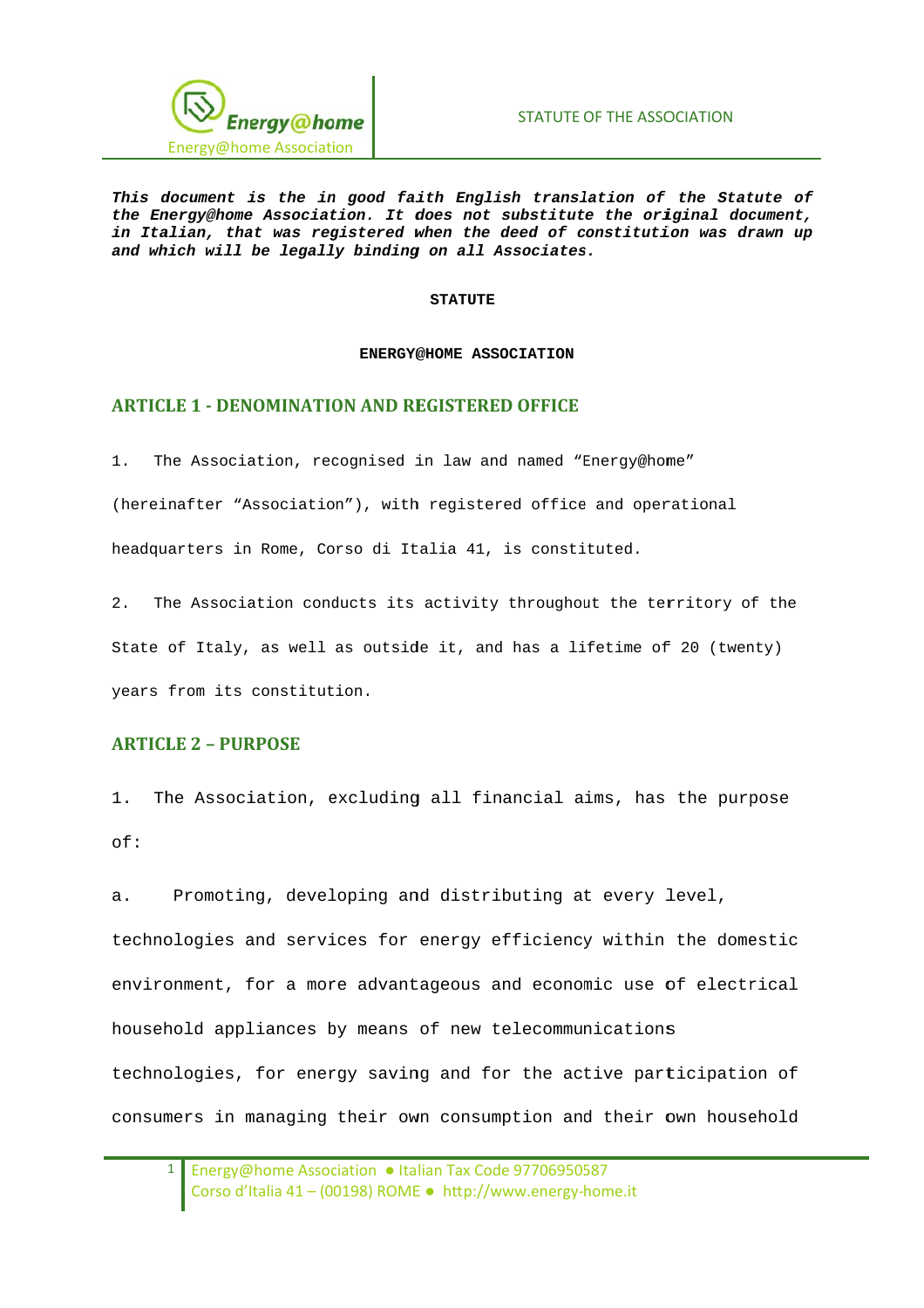***This document is the in good faith English translation of the Statute of the Energy@home Association. It does not substitute the original document, in Italian, that was registered when the deed of constitution was drawn up and which will be legally binding on all Associates.***

**STATUTE**

**ENERGY@HOME ASSOCIATION**

## ARTICLE 1 - DENOMINATION AND REGISTERED OFFICE

1. The Association, recognised in law and named "Energy@home" (hereinafter "Association"), with registered office and operational headquarters in Rome, Corso di Italia 41, is constituted.

2. The Association conducts its activity throughout the territory of the State of Italy, as well as outside it, and has a lifetime of 20 (twenty) years from its constitution.

## ARTICLE 2 – PURPOSE

1. The Association, excluding all financial aims, has the purpose of:

a. Promoting, developing and distributing at every level, technologies and services for energy efficiency within the domestic environment, for a more advantageous and economic use of electrical household appliances by means of new telecommunications technologies, for energy saving and for the active participation of consumers in managing their own consumption and their own household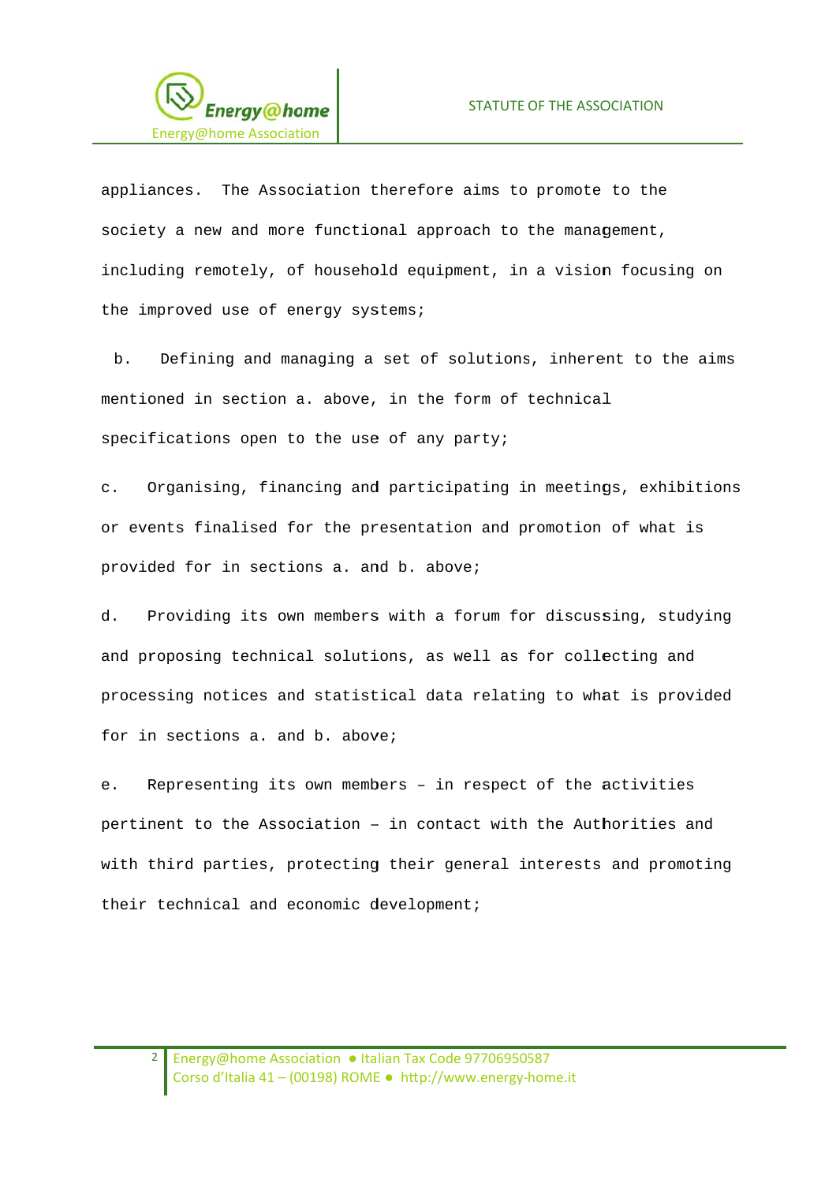appliances. The Association therefore aims to promote to the society a new and more functional approach to the management, including remotely, of household equipment, in a vision focusing on the improved use of energy systems;

b. Defining and managing a set of solutions, inherent to the aims mentioned in section a. above, in the form of technical specifications open to the use of any party;

c. Organising, financing and participating in meetings, exhibitions or events finalised for the presentation and promotion of what is provided for in sections a. and b. above;

d. Providing its own members with a forum for discussing, studying and proposing technical solutions, as well as for collecting and processing notices and statistical data relating to what is provided for in sections a. and b. above;

e. Representing its own members – in respect of the activities pertinent to the Association – in contact with the Authorities and with third parties, protecting their general interests and promoting their technical and economic development;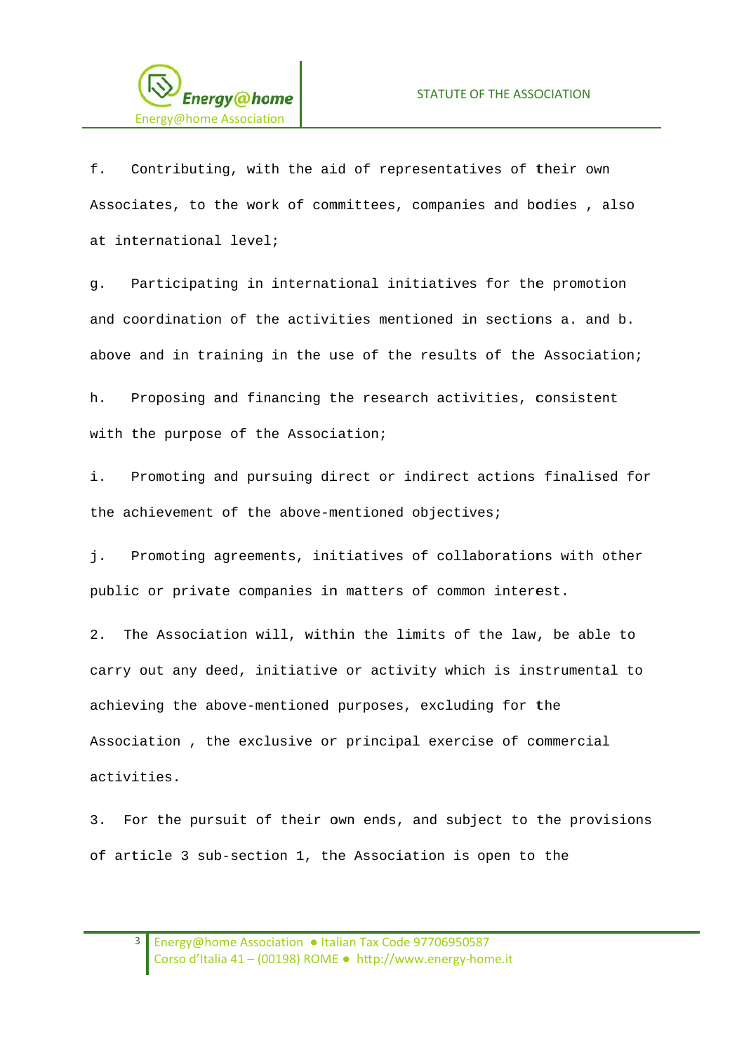f. Contributing, with the aid of representatives of their own Associates, to the work of committees, companies and bodies , also at international level;

g. Participating in international initiatives for the promotion and coordination of the activities mentioned in sections a. and b. above and in training in the use of the results of the Association;

h. Proposing and financing the research activities, consistent with the purpose of the Association;

i. Promoting and pursuing direct or indirect actions finalised for the achievement of the above-mentioned objectives;

j. Promoting agreements, initiatives of collaborations with other public or private companies in matters of common interest.

2. The Association will, within the limits of the law, be able to carry out any deed, initiative or activity which is instrumental to achieving the above-mentioned purposes, excluding for the Association , the exclusive or principal exercise of commercial activities.

3. For the pursuit of their own ends, and subject to the provisions of article 3 sub-section 1, the Association is open to the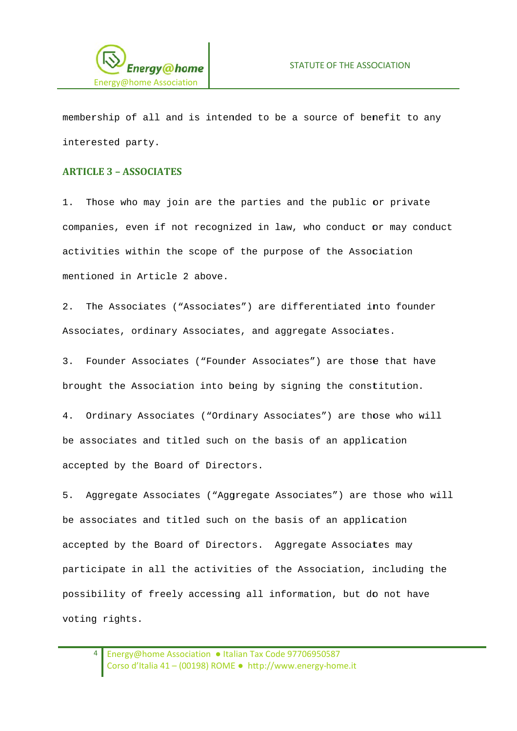membership of all and is intended to be a source of benefit to any interested party.

## ARTICLE 3 – ASSOCIATES

1. Those who may join are the parties and the public or private companies, even if not recognized in law, who conduct or may conduct activities within the scope of the purpose of the Association mentioned in Article 2 above.

2. The Associates ("Associates") are differentiated into founder Associates, ordinary Associates, and aggregate Associates.

3. Founder Associates ("Founder Associates") are those that have brought the Association into being by signing the constitution.

4. Ordinary Associates ("Ordinary Associates") are those who will be associates and titled such on the basis of an application accepted by the Board of Directors.

5. Aggregate Associates ("Aggregate Associates") are those who will be associates and titled such on the basis of an application accepted by the Board of Directors. Aggregate Associates may participate in all the activities of the Association, including the possibility of freely accessing all information, but do not have voting rights.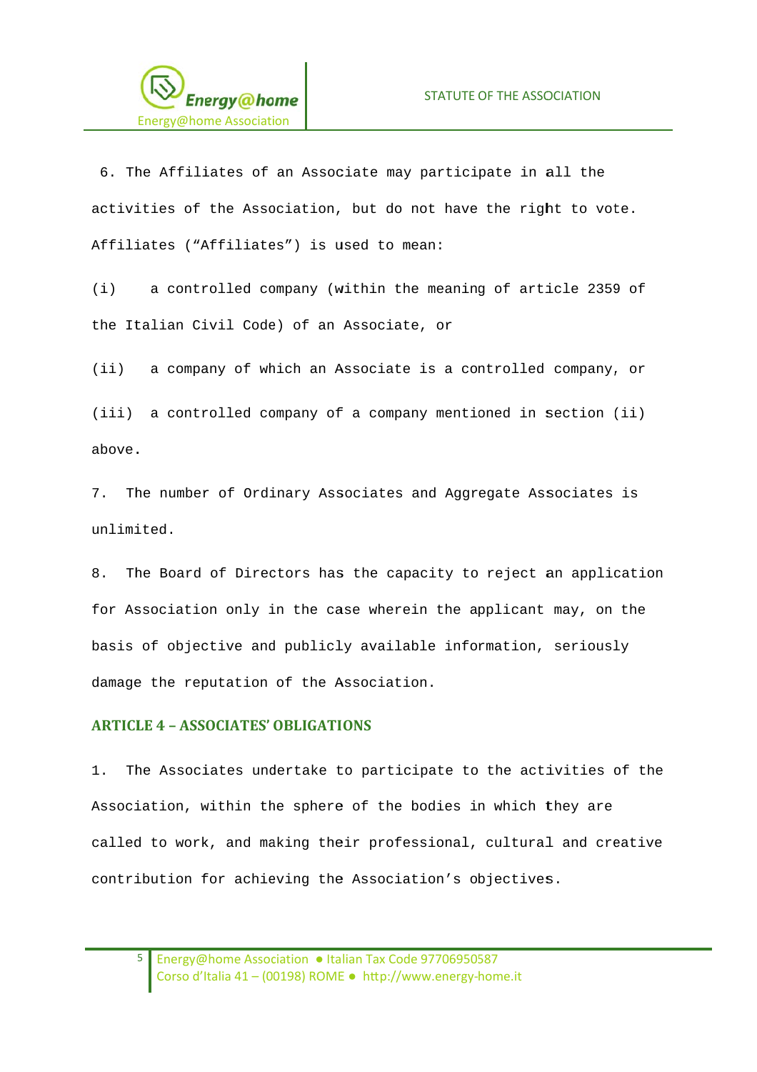6. The Affiliates of an Associate may participate in all the activities of the Association, but do not have the right to vote. Affiliates ("Affiliates") is used to mean:

(i) a controlled company (within the meaning of article 2359 of the Italian Civil Code) of an Associate, or

(ii) a company of which an Associate is a controlled company, or

(iii) a controlled company of a company mentioned in section (ii) above.

7. The number of Ordinary Associates and Aggregate Associates is unlimited.

8. The Board of Directors has the capacity to reject an application for Association only in the case wherein the applicant may, on the basis of objective and publicly available information, seriously damage the reputation of the Association.

## ARTICLE 4 – ASSOCIATES' OBLIGATIONS

1. The Associates undertake to participate to the activities of the Association, within the sphere of the bodies in which they are called to work, and making their professional, cultural and creative contribution for achieving the Association's objectives.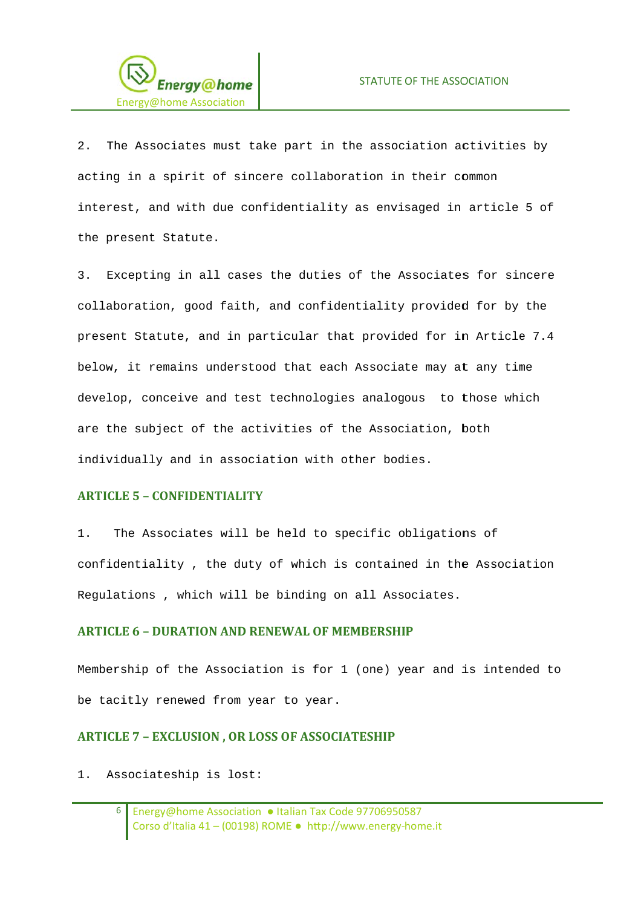2. The Associates must take part in the association activities by acting in a spirit of sincere collaboration in their common interest, and with due confidentiality as envisaged in article 5 of the present Statute.

3. Excepting in all cases the duties of the Associates for sincere collaboration, good faith, and confidentiality provided for by the present Statute, and in particular that provided for in Article 7.4 below, it remains understood that each Associate may at any time develop, conceive and test technologies analogous to those which are the subject of the activities of the Association, both individually and in association with other bodies.

## ARTICLE 5 – CONFIDENTIALITY

1. The Associates will be held to specific obligations of confidentiality , the duty of which is contained in the Association Regulations , which will be binding on all Associates.

## ARTICLE 6 – DURATION AND RENEWAL OF MEMBERSHIP

Membership of the Association is for 1 (one) year and is intended to be tacitly renewed from year to year.

## ARTICLE 7 – EXCLUSION , OR LOSS OF ASSOCIATESHIP

1. Associateship is lost: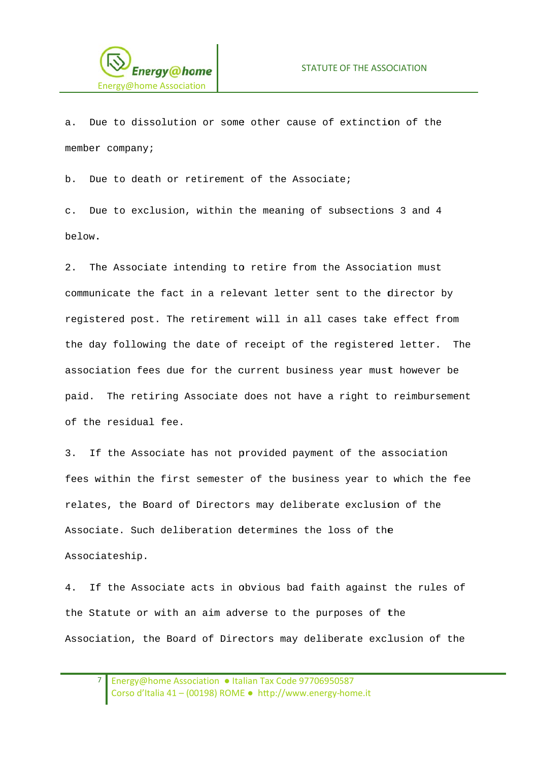a. Due to dissolution or some other cause of extinction of the member company;

b. Due to death or retirement of the Associate;

c. Due to exclusion, within the meaning of subsections 3 and 4 below.

2. The Associate intending to retire from the Association must communicate the fact in a relevant letter sent to the director by registered post. The retirement will in all cases take effect from the day following the date of receipt of the registered letter. The association fees due for the current business year must however be paid. The retiring Associate does not have a right to reimbursement of the residual fee.

3. If the Associate has not provided payment of the association fees within the first semester of the business year to which the fee relates, the Board of Directors may deliberate exclusion of the Associate. Such deliberation determines the loss of the Associateship.

4. If the Associate acts in obvious bad faith against the rules of the Statute or with an aim adverse to the purposes of the Association, the Board of Directors may deliberate exclusion of the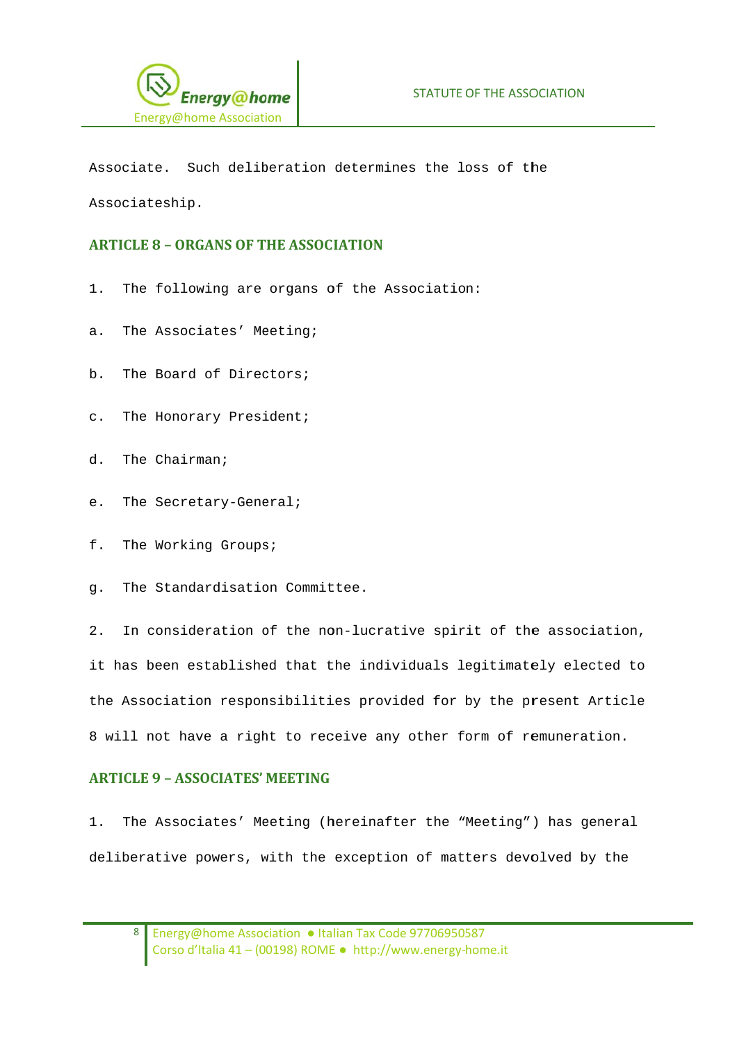Associate. Such deliberation determines the loss of the Associateship.

## ARTICLE 8 – ORGANS OF THE ASSOCIATION

1. The following are organs of the Association:

a. The Associates' Meeting;

b. The Board of Directors;

c. The Honorary President;

d. The Chairman;

e. The Secretary-General;

f. The Working Groups;

g. The Standardisation Committee.

2. In consideration of the non-lucrative spirit of the association, it has been established that the individuals legitimately elected to the Association responsibilities provided for by the present Article 8 will not have a right to receive any other form of remuneration.

## ARTICLE 9 – ASSOCIATES' MEETING

1. The Associates' Meeting (hereinafter the "Meeting") has general deliberative powers, with the exception of matters devolved by the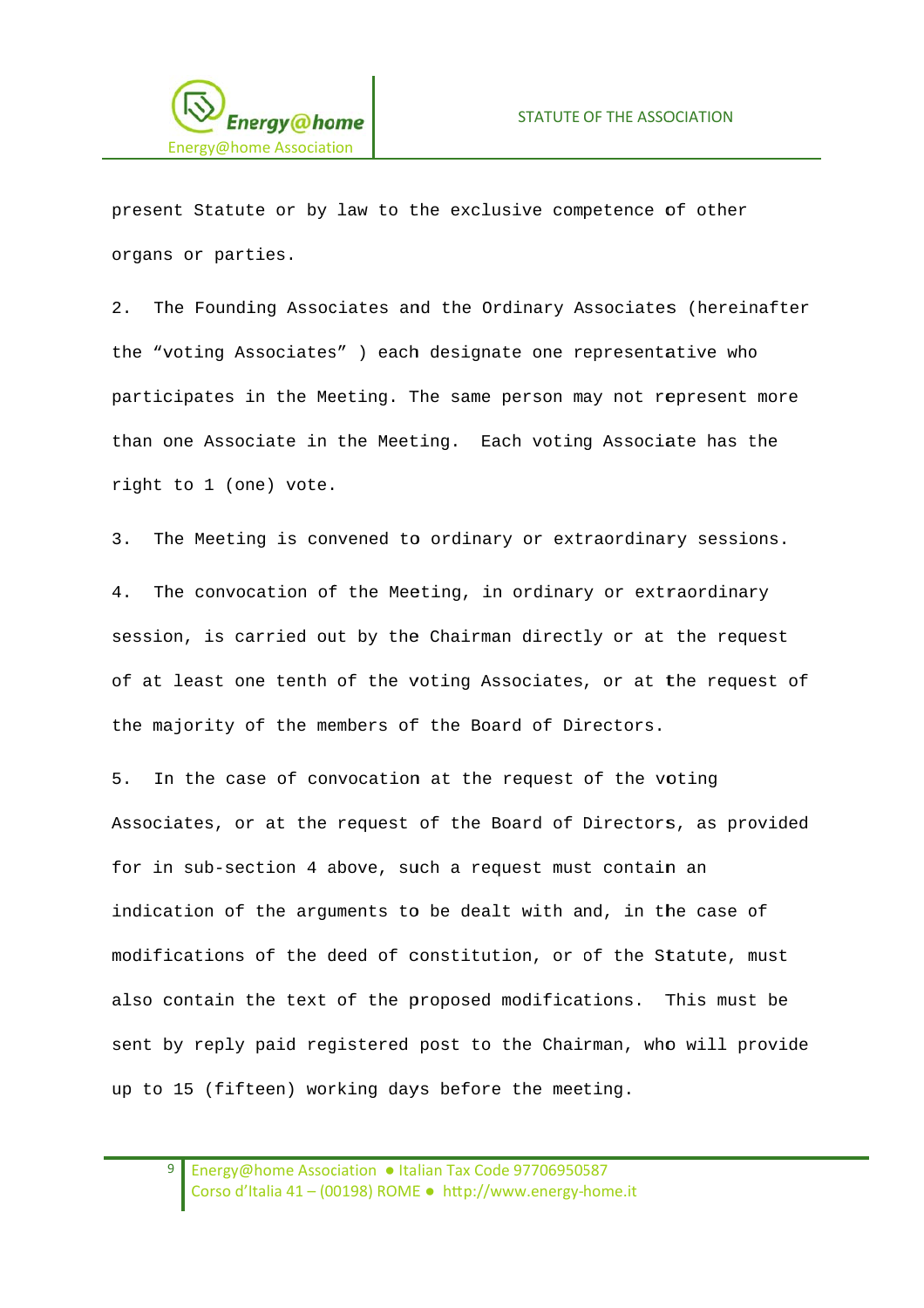present Statute or by law to the exclusive competence of other organs or parties.

2. The Founding Associates and the Ordinary Associates (hereinafter the “voting Associates” ) each designate one representative who participates in the Meeting. The same person may not represent more than one Associate in the Meeting. Each voting Associate has the right to 1 (one) vote.

3. The Meeting is convened to ordinary or extraordinary sessions.

4. The convocation of the Meeting, in ordinary or extraordinary session, is carried out by the Chairman directly or at the request of at least one tenth of the voting Associates, or at the request of the majority of the members of the Board of Directors.

5. In the case of convocation at the request of the voting Associates, or at the request of the Board of Directors, as provided for in sub-section 4 above, such a request must contain an indication of the arguments to be dealt with and, in the case of modifications of the deed of constitution, or of the Statute, must also contain the text of the proposed modifications. This must be sent by reply paid registered post to the Chairman, who will provide up to 15 (fifteen) working days before the meeting.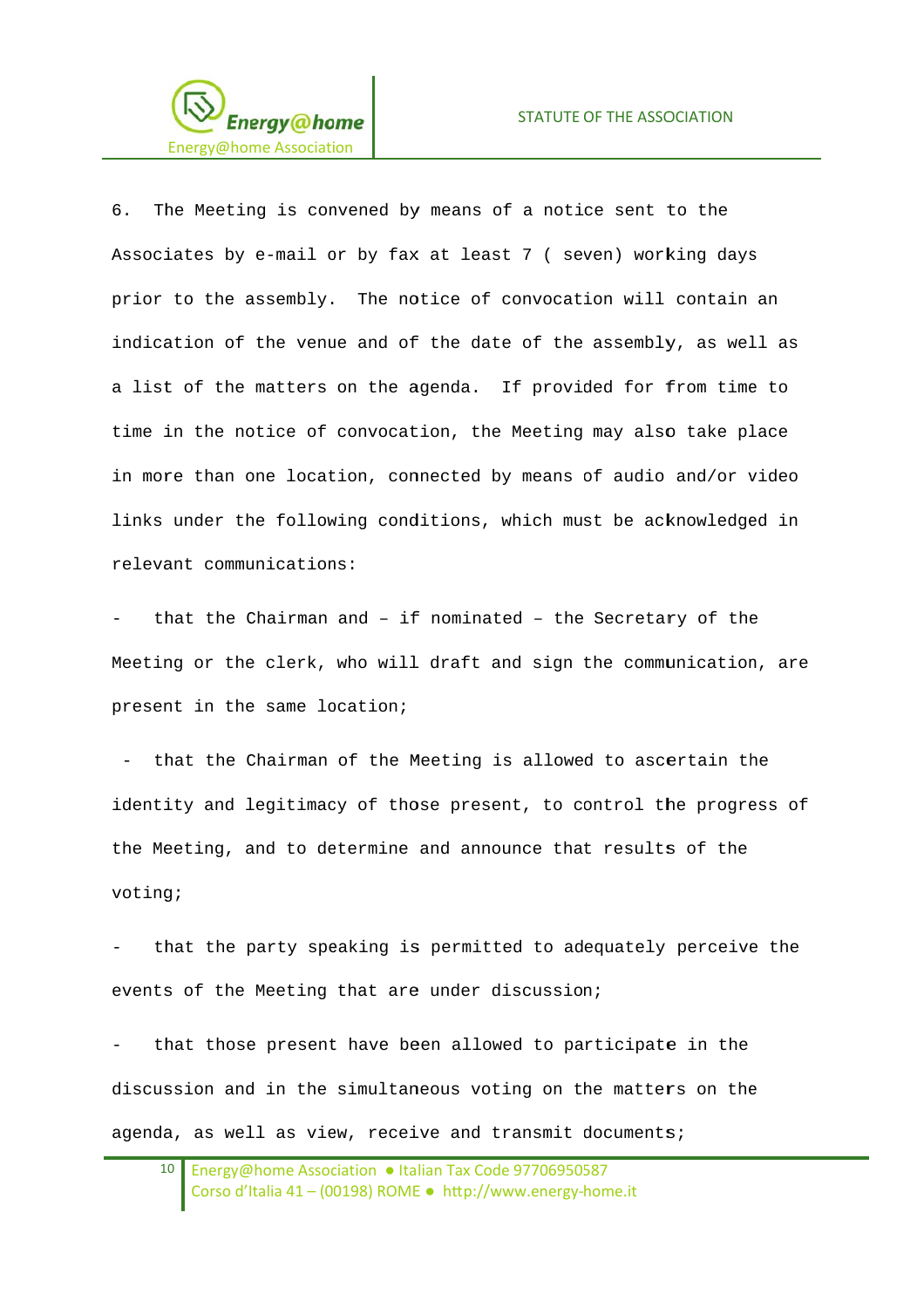6. The Meeting is convened by means of a notice sent to the Associates by e-mail or by fax at least 7 ( seven) working days prior to the assembly. The notice of convocation will contain an indication of the venue and of the date of the assembly, as well as a list of the matters on the agenda. If provided for from time to time in the notice of convocation, the Meeting may also take place in more than one location, connected by means of audio and/or video links under the following conditions, which must be acknowledged in relevant communications:

- that the Chairman and – if nominated – the Secretary of the Meeting or the clerk, who will draft and sign the communication, are present in the same location;
- that the Chairman of the Meeting is allowed to ascertain the identity and legitimacy of those present, to control the progress of the Meeting, and to determine and announce that results of the voting;
- that the party speaking is permitted to adequately perceive the events of the Meeting that are under discussion;
- that those present have been allowed to participate in the discussion and in the simultaneous voting on the matters on the agenda, as well as view, receive and transmit documents;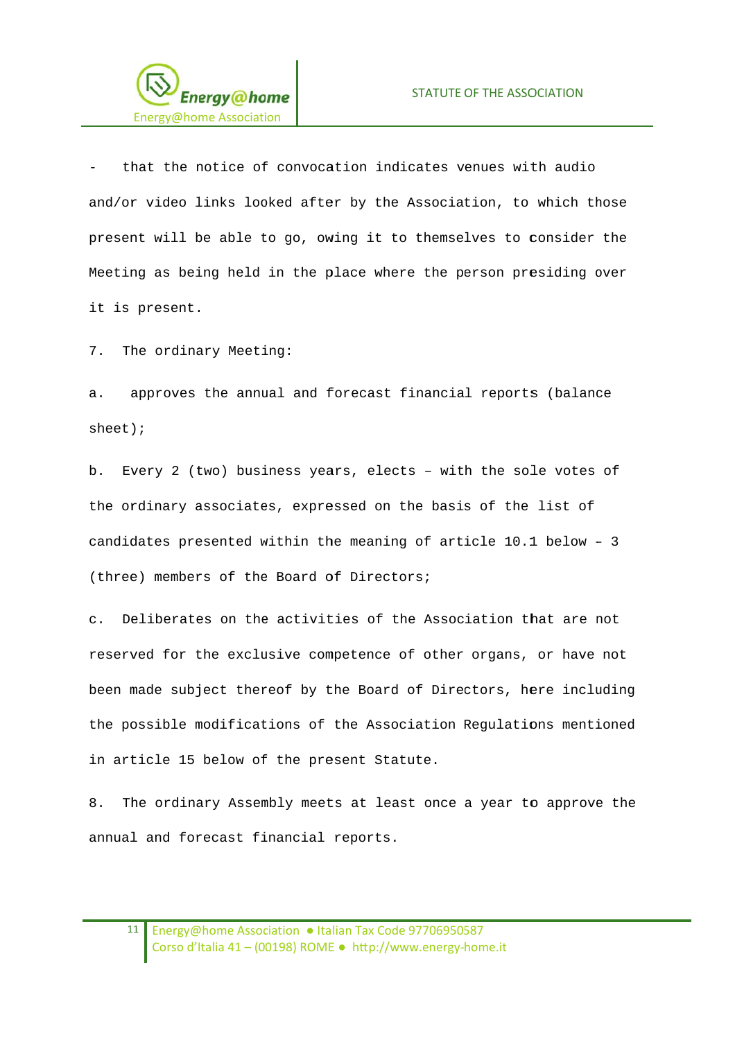- that the notice of convocation indicates venues with audio and/or video links looked after by the Association, to which those present will be able to go, owing it to themselves to consider the Meeting as being held in the place where the person presiding over it is present.

7. The ordinary Meeting:

a. approves the annual and forecast financial reports (balance sheet);

b. Every 2 (two) business years, elects – with the sole votes of the ordinary associates, expressed on the basis of the list of candidates presented within the meaning of article 10.1 below – 3 (three) members of the Board of Directors;

c. Deliberates on the activities of the Association that are not reserved for the exclusive competence of other organs, or have not been made subject thereof by the Board of Directors, here including the possible modifications of the Association Regulations mentioned in article 15 below of the present Statute.

8. The ordinary Assembly meets at least once a year to approve the annual and forecast financial reports.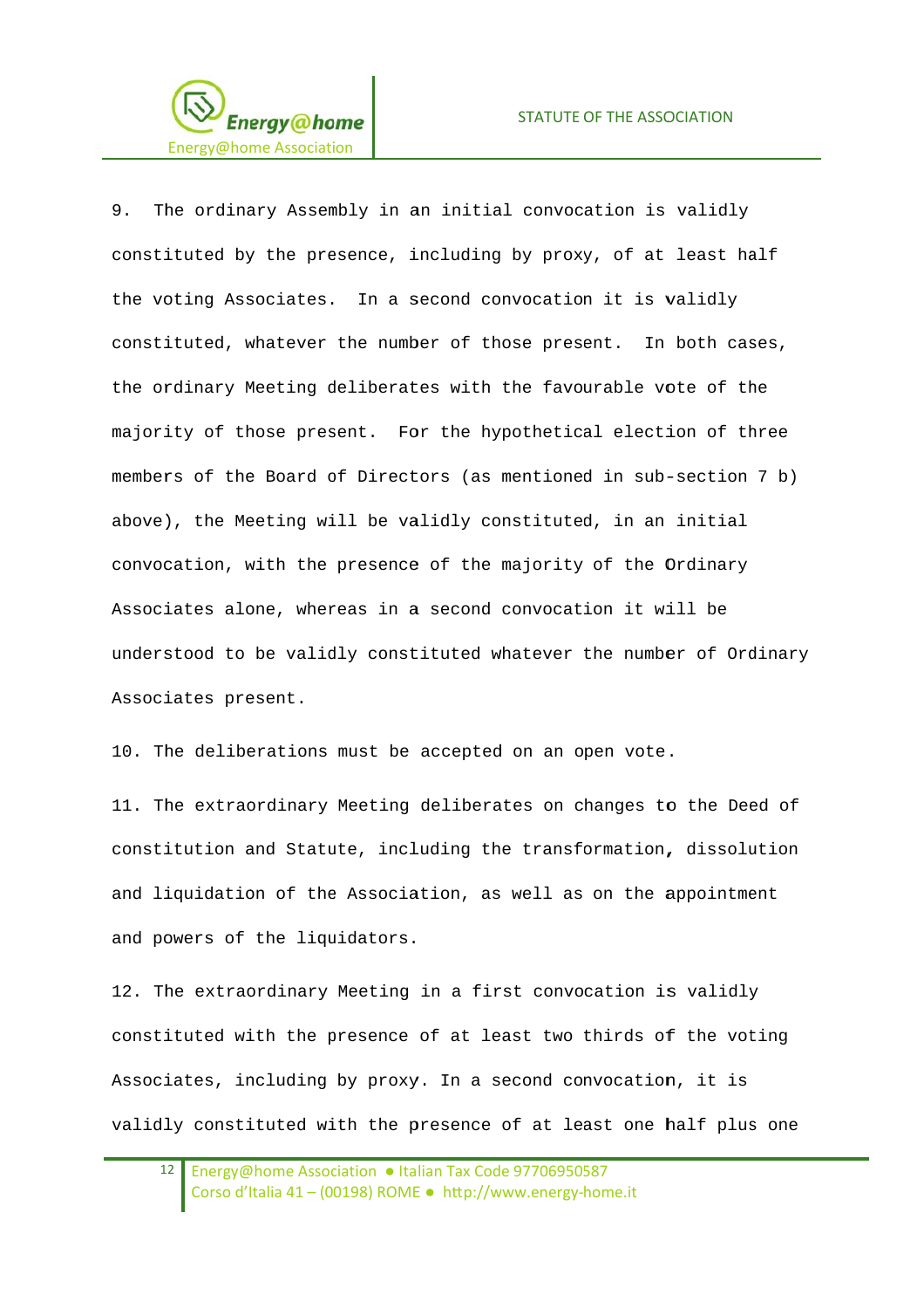9. The ordinary Assembly in an initial convocation is validly constituted by the presence, including by proxy, of at least half the voting Associates. In a second convocation it is validly constituted, whatever the number of those present. In both cases, the ordinary Meeting deliberates with the favourable vote of the majority of those present. For the hypothetical election of three members of the Board of Directors (as mentioned in sub-section 7 b) above), the Meeting will be validly constituted, in an initial convocation, with the presence of the majority of the Ordinary Associates alone, whereas in a second convocation it will be understood to be validly constituted whatever the number of Ordinary Associates present.

10. The deliberations must be accepted on an open vote.

11. The extraordinary Meeting deliberates on changes to the Deed of constitution and Statute, including the transformation, dissolution and liquidation of the Association, as well as on the appointment and powers of the liquidators.

12. The extraordinary Meeting in a first convocation is validly constituted with the presence of at least two thirds of the voting Associates, including by proxy. In a second convocation, it is validly constituted with the presence of at least one half plus one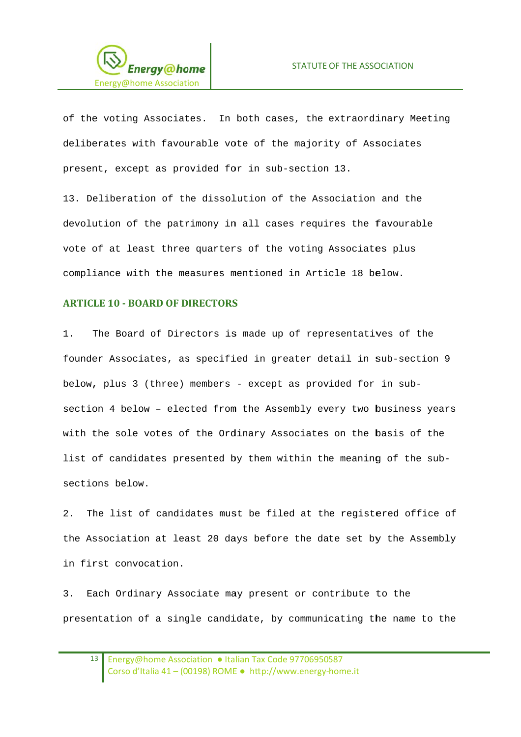of the voting Associates. In both cases, the extraordinary Meeting deliberates with favourable vote of the majority of Associates present, except as provided for in sub-section 13.

13. Deliberation of the dissolution of the Association and the devolution of the patrimony in all cases requires the favourable vote of at least three quarters of the voting Associates plus compliance with the measures mentioned in Article 18 below.

## ARTICLE 10 - BOARD OF DIRECTORS

1. The Board of Directors is made up of representatives of the founder Associates, as specified in greater detail in sub-section 9 below, plus 3 (three) members - except as provided for in sub-section 4 below – elected from the Assembly every two business years with the sole votes of the Ordinary Associates on the basis of the list of candidates presented by them within the meaning of the sub-sections below.

2. The list of candidates must be filed at the registered office of the Association at least 20 days before the date set by the Assembly in first convocation.

3. Each Ordinary Associate may present or contribute to the presentation of a single candidate, by communicating the name to the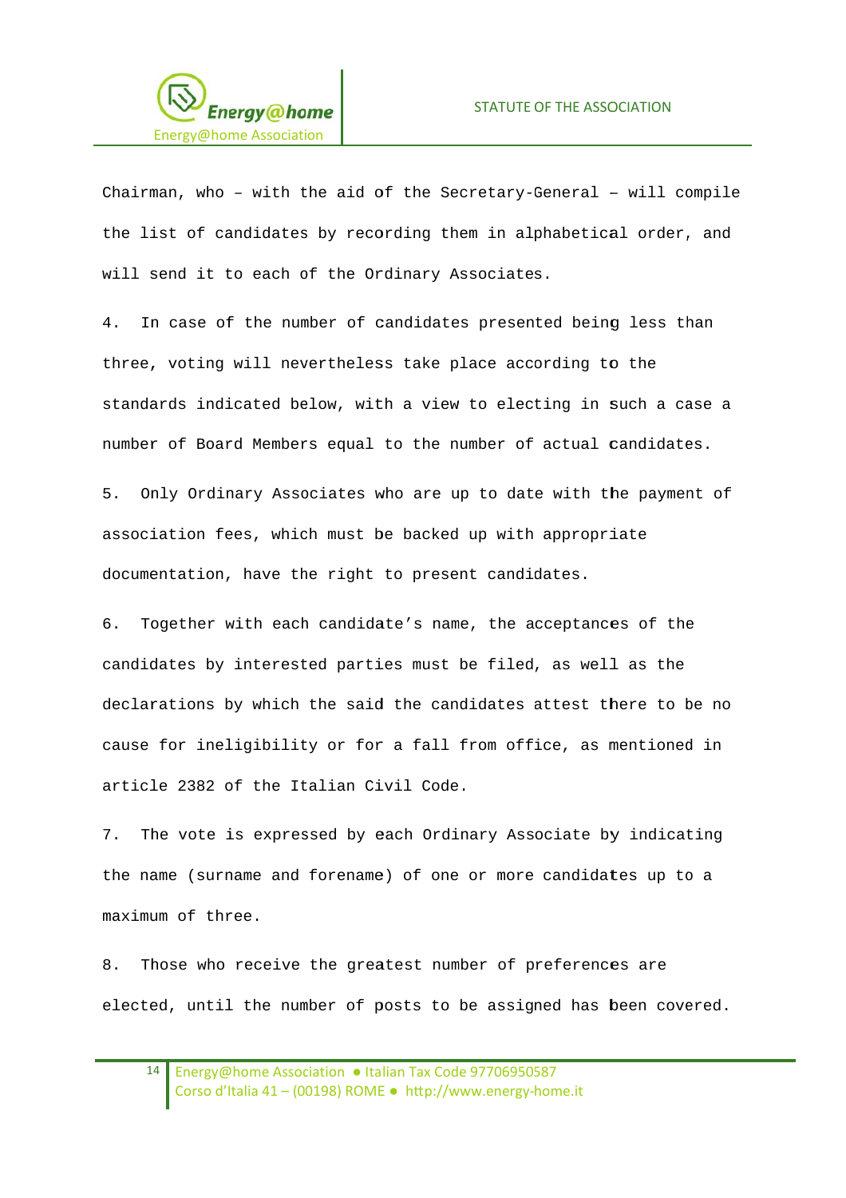Chairman, who – with the aid of the Secretary-General – will compile the list of candidates by recording them in alphabetical order, and will send it to each of the Ordinary Associates.

4. In case of the number of candidates presented being less than three, voting will nevertheless take place according to the standards indicated below, with a view to electing in such a case a number of Board Members equal to the number of actual candidates.

5. Only Ordinary Associates who are up to date with the payment of association fees, which must be backed up with appropriate documentation, have the right to present candidates.

6. Together with each candidate's name, the acceptances of the candidates by interested parties must be filed, as well as the declarations by which the said the candidates attest there to be no cause for ineligibility or for a fall from office, as mentioned in article 2382 of the Italian Civil Code.

7. The vote is expressed by each Ordinary Associate by indicating the name (surname and forename) of one or more candidates up to a maximum of three.

8. Those who receive the greatest number of preferences are elected, until the number of posts to be assigned has been covered.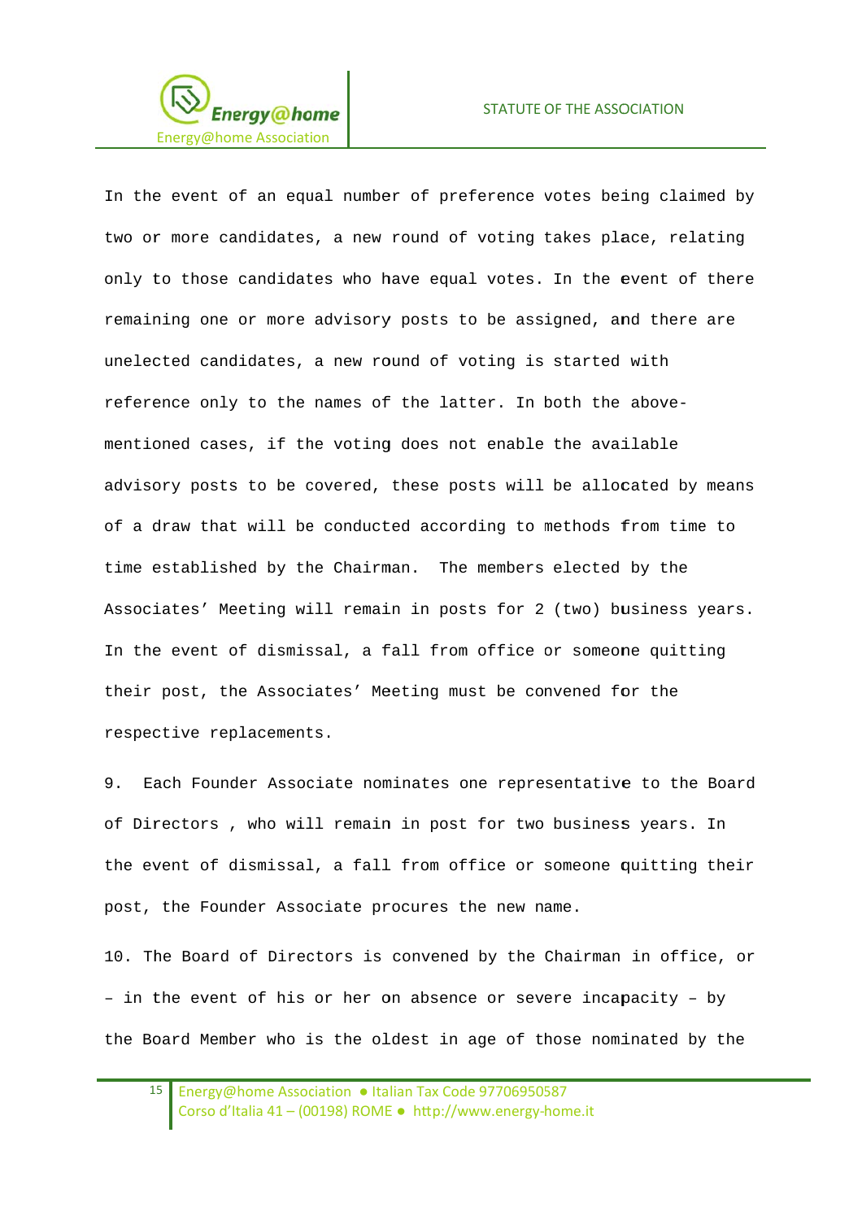In the event of an equal number of preference votes being claimed by two or more candidates, a new round of voting takes place, relating only to those candidates who have equal votes. In the event of there remaining one or more advisory posts to be assigned, and there are unelected candidates, a new round of voting is started with reference only to the names of the latter. In both the above-mentioned cases, if the voting does not enable the available advisory posts to be covered, these posts will be allocated by means of a draw that will be conducted according to methods from time to time established by the Chairman. The members elected by the Associates' Meeting will remain in posts for 2 (two) business years. In the event of dismissal, a fall from office or someone quitting their post, the Associates' Meeting must be convened for the respective replacements.

9. Each Founder Associate nominates one representative to the Board of Directors , who will remain in post for two business years. In the event of dismissal, a fall from office or someone quitting their post, the Founder Associate procures the new name.

10. The Board of Directors is convened by the Chairman in office, or – in the event of his or her on absence or severe incapacity – by the Board Member who is the oldest in age of those nominated by the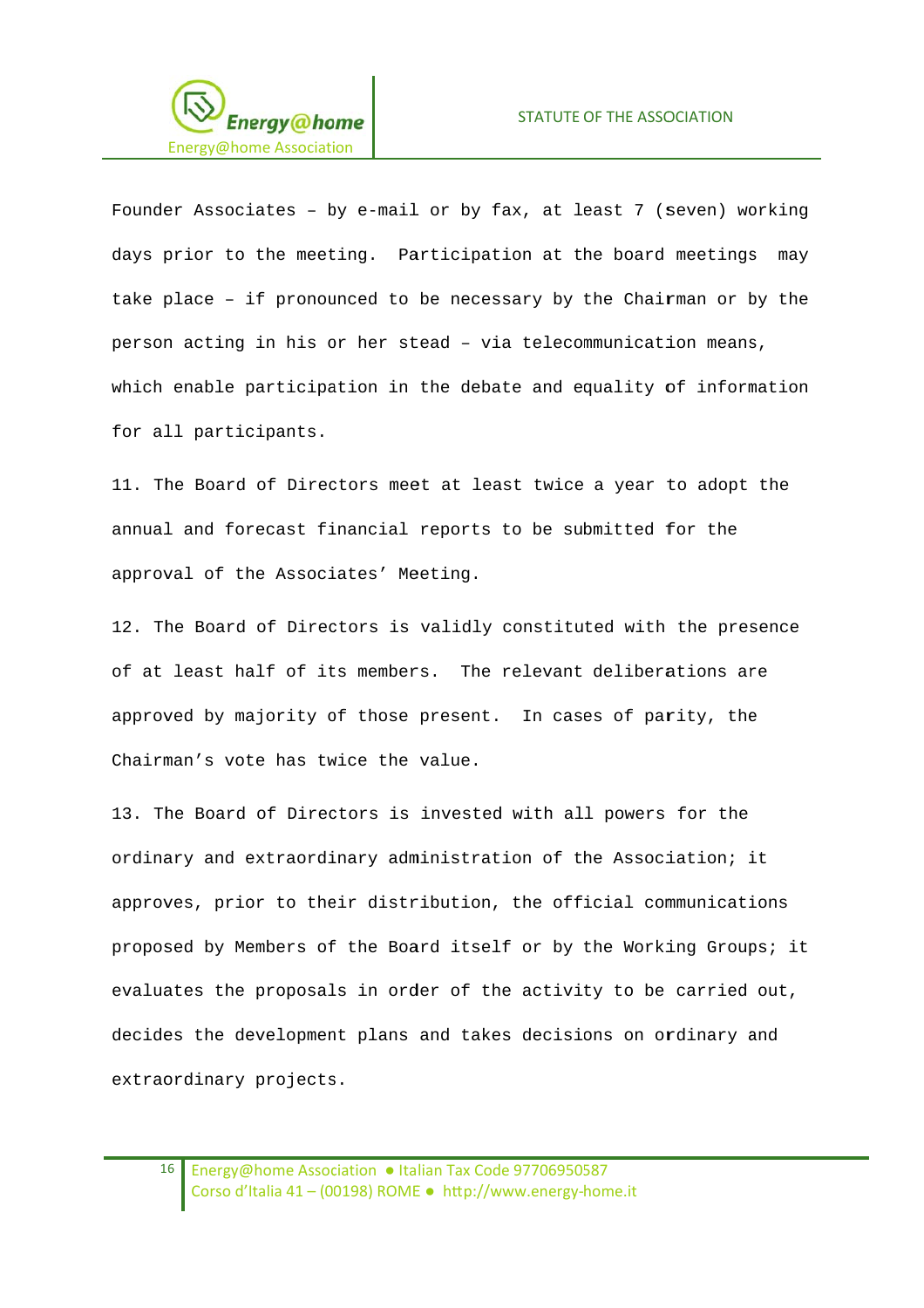Founder Associates – by e-mail or by fax, at least 7 (seven) working days prior to the meeting. Participation at the board meetings may take place – if pronounced to be necessary by the Chairman or by the person acting in his or her stead – via telecommunication means, which enable participation in the debate and equality of information for all participants.

11. The Board of Directors meet at least twice a year to adopt the annual and forecast financial reports to be submitted for the approval of the Associates' Meeting.

12. The Board of Directors is validly constituted with the presence of at least half of its members. The relevant deliberations are approved by majority of those present. In cases of parity, the Chairman's vote has twice the value.

13. The Board of Directors is invested with all powers for the ordinary and extraordinary administration of the Association; it approves, prior to their distribution, the official communications proposed by Members of the Board itself or by the Working Groups; it evaluates the proposals in order of the activity to be carried out, decides the development plans and takes decisions on ordinary and extraordinary projects.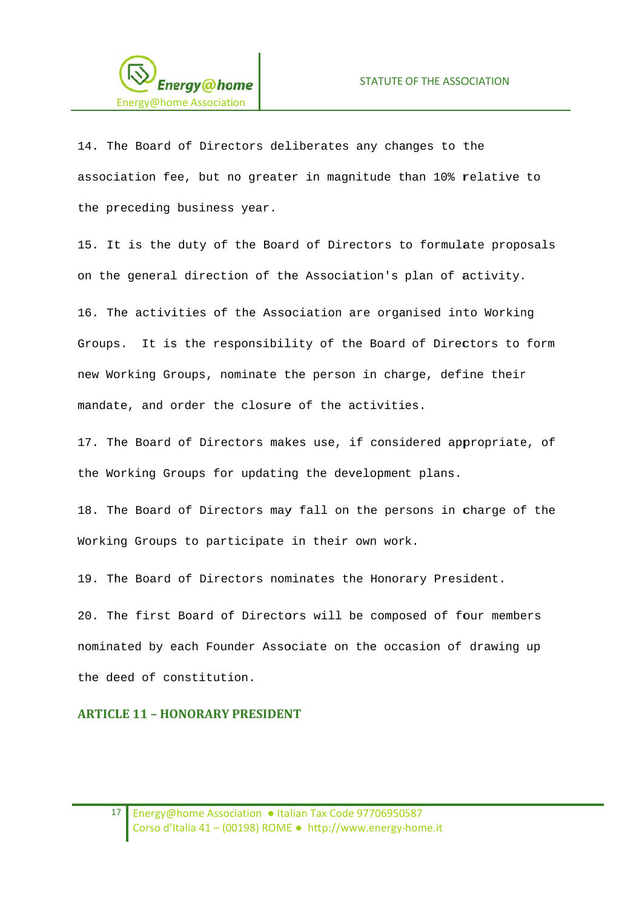14. The Board of Directors deliberates any changes to the association fee, but no greater in magnitude than 10% relative to the preceding business year.

15. It is the duty of the Board of Directors to formulate proposals on the general direction of the Association's plan of activity.

16. The activities of the Association are organised into Working Groups. It is the responsibility of the Board of Directors to form new Working Groups, nominate the person in charge, define their mandate, and order the closure of the activities.

17. The Board of Directors makes use, if considered appropriate, of the Working Groups for updating the development plans.

18. The Board of Directors may fall on the persons in charge of the Working Groups to participate in their own work.

19. The Board of Directors nominates the Honorary President.

20. The first Board of Directors will be composed of four members nominated by each Founder Associate on the occasion of drawing up the deed of constitution.

## ARTICLE 11 – HONORARY PRESIDENT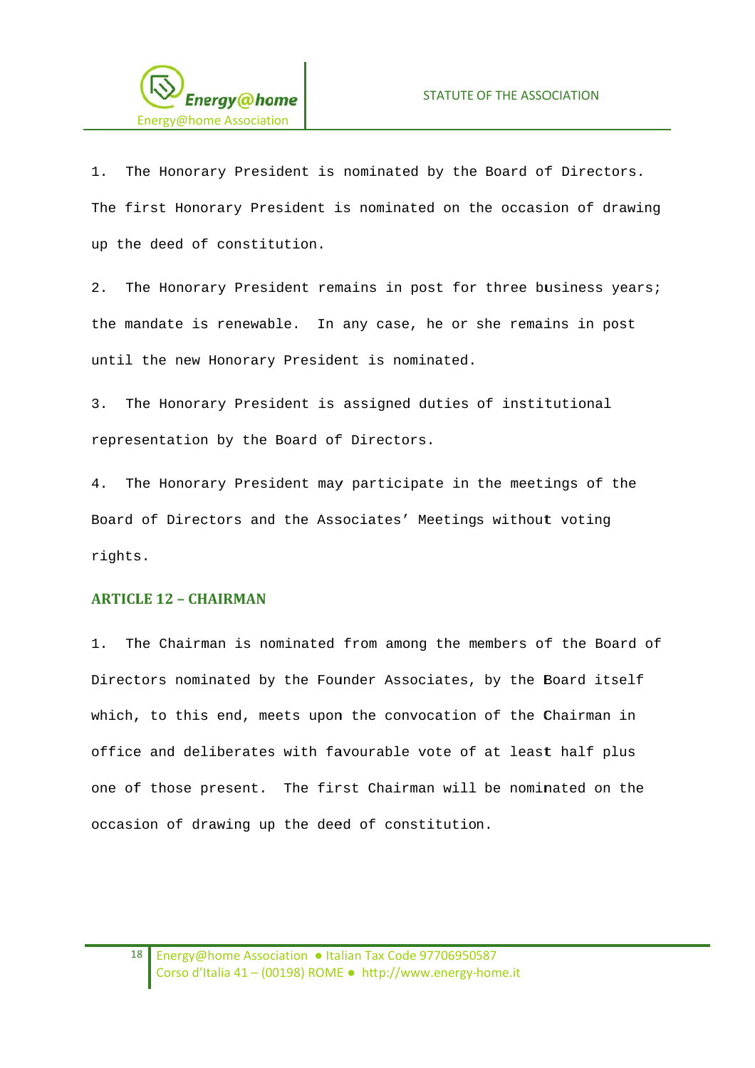1. The Honorary President is nominated by the Board of Directors. The first Honorary President is nominated on the occasion of drawing up the deed of constitution.

2. The Honorary President remains in post for three business years; the mandate is renewable. In any case, he or she remains in post until the new Honorary President is nominated.

3. The Honorary President is assigned duties of institutional representation by the Board of Directors.

4. The Honorary President may participate in the meetings of the Board of Directors and the Associates' Meetings without voting rights.

### ARTICLE 12 – CHAIRMAN

1. The Chairman is nominated from among the members of the Board of Directors nominated by the Founder Associates, by the Board itself which, to this end, meets upon the convocation of the Chairman in office and deliberates with favourable vote of at least half plus one of those present. The first Chairman will be nominated on the occasion of drawing up the deed of constitution.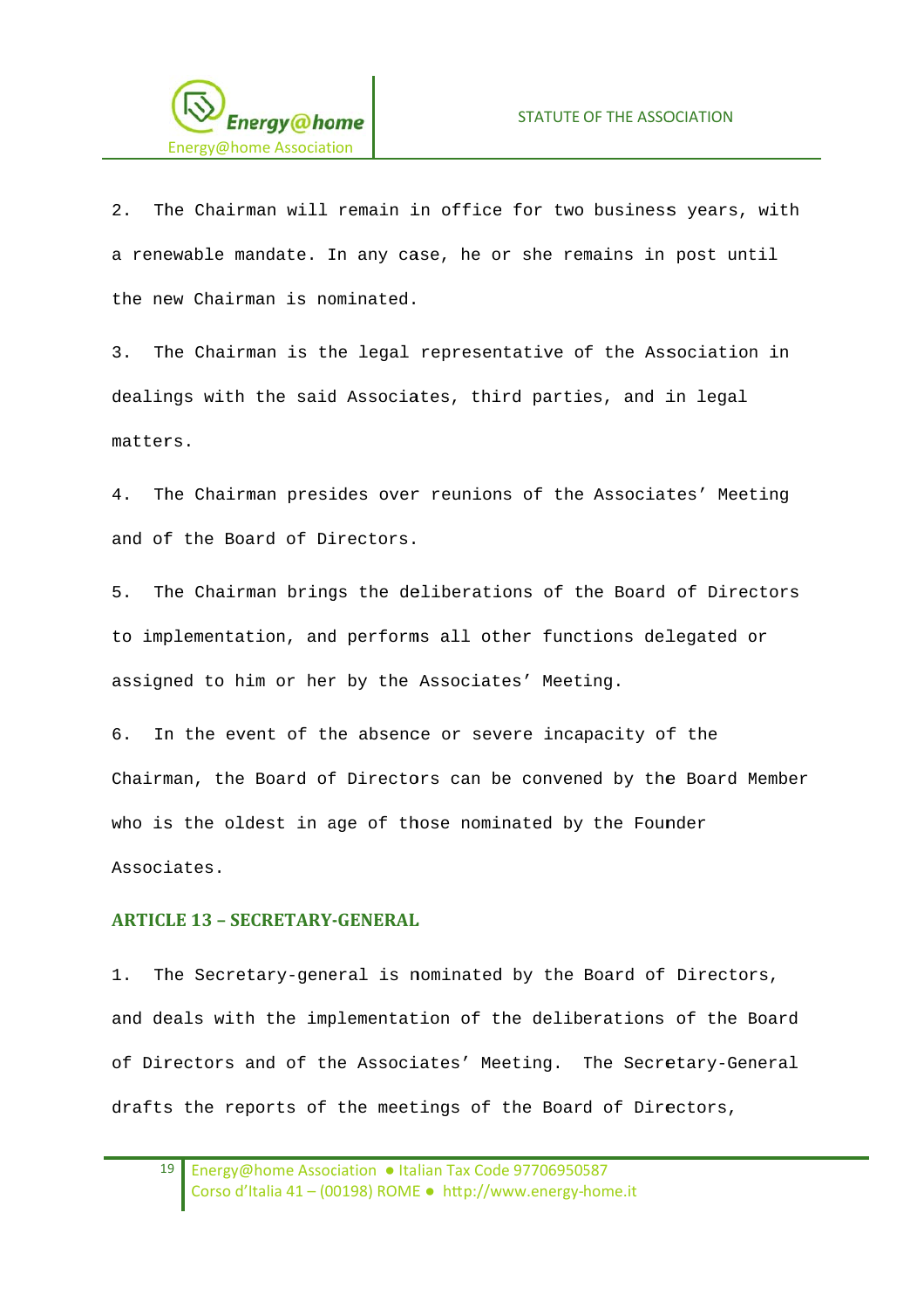2. The Chairman will remain in office for two business years, with a renewable mandate. In any case, he or she remains in post until the new Chairman is nominated.

3. The Chairman is the legal representative of the Association in dealings with the said Associates, third parties, and in legal matters.

4. The Chairman presides over reunions of the Associates' Meeting and of the Board of Directors.

5. The Chairman brings the deliberations of the Board of Directors to implementation, and performs all other functions delegated or assigned to him or her by the Associates' Meeting.

6. In the event of the absence or severe incapacity of the Chairman, the Board of Directors can be convened by the Board Member who is the oldest in age of those nominated by the Founder Associates.

### ARTICLE 13 – SECRETARY-GENERAL

1. The Secretary-general is nominated by the Board of Directors, and deals with the implementation of the deliberations of the Board of Directors and of the Associates' Meeting. The Secretary-General drafts the reports of the meetings of the Board of Directors,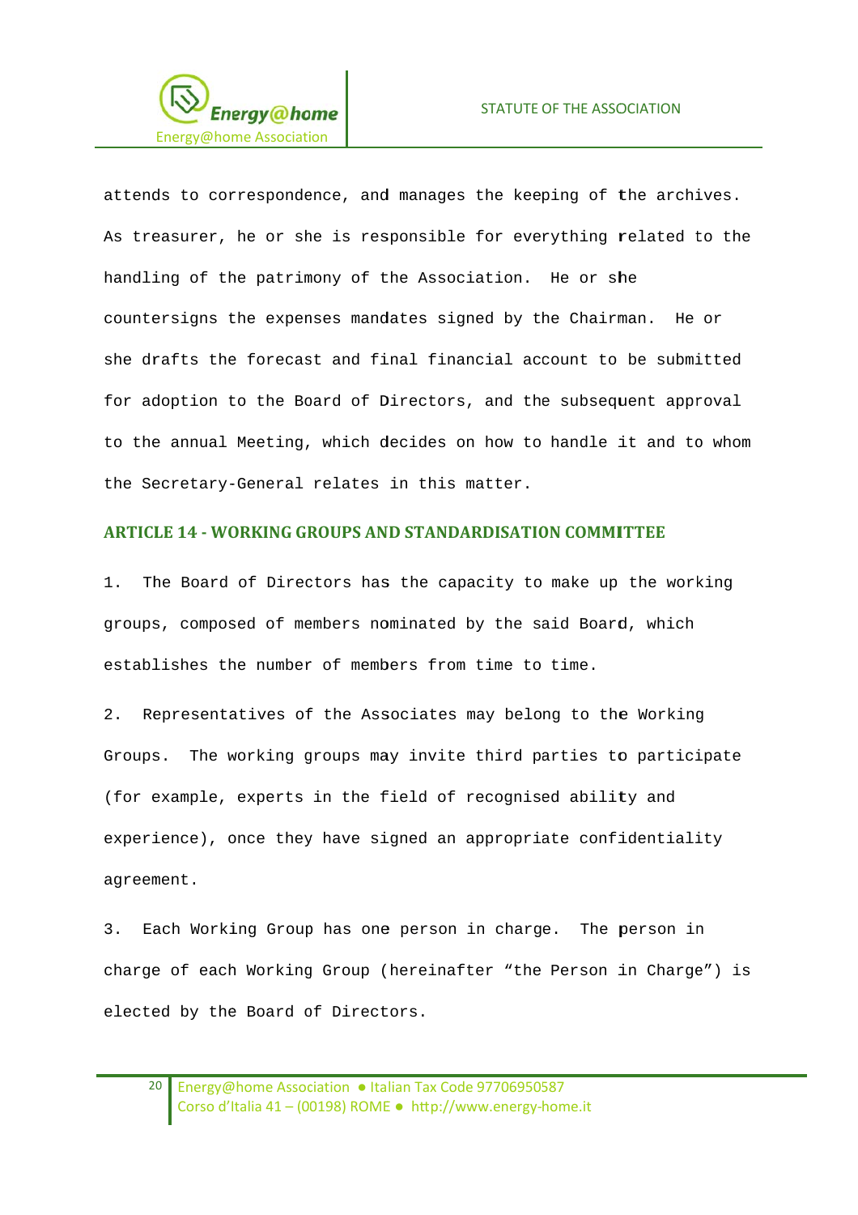attends to correspondence, and manages the keeping of the archives. As treasurer, he or she is responsible for everything related to the handling of the patrimony of the Association. He or she countersigns the expenses mandates signed by the Chairman. He or she drafts the forecast and final financial account to be submitted for adoption to the Board of Directors, and the subsequent approval to the annual Meeting, which decides on how to handle it and to whom the Secretary-General relates in this matter.

## ARTICLE 14 - WORKING GROUPS AND STANDARDISATION COMMITTEE

1. The Board of Directors has the capacity to make up the working groups, composed of members nominated by the said Board, which establishes the number of members from time to time.

2. Representatives of the Associates may belong to the Working Groups. The working groups may invite third parties to participate (for example, experts in the field of recognised ability and experience), once they have signed an appropriate confidentiality agreement.

3. Each Working Group has one person in charge. The person in charge of each Working Group (hereinafter "the Person in Charge") is elected by the Board of Directors.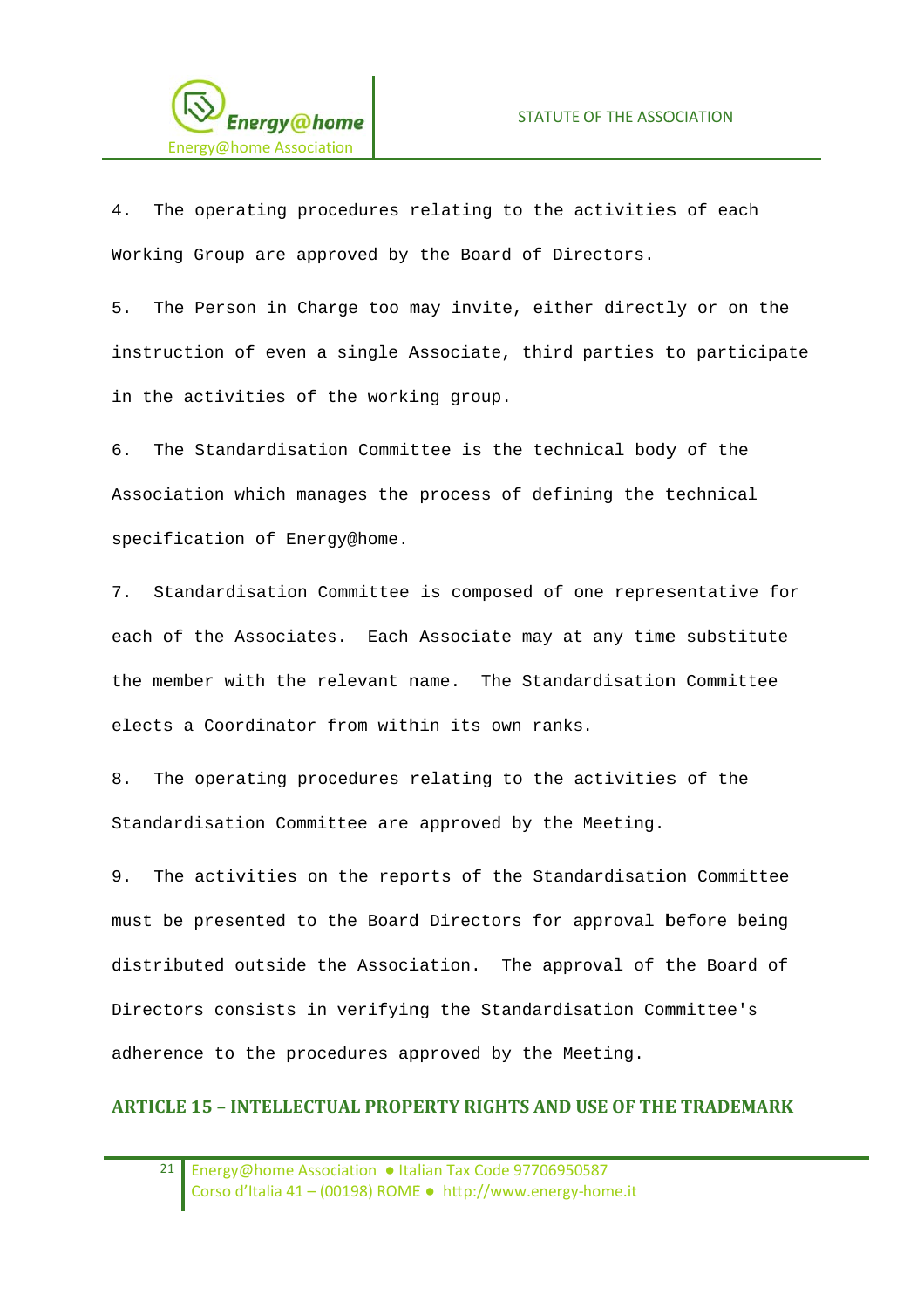4. The operating procedures relating to the activities of each Working Group are approved by the Board of Directors.

5. The Person in Charge too may invite, either directly or on the instruction of even a single Associate, third parties to participate in the activities of the working group.

6. The Standardisation Committee is the technical body of the Association which manages the process of defining the technical specification of Energy@home.

7. Standardisation Committee is composed of one representative for each of the Associates. Each Associate may at any time substitute the member with the relevant name. The Standardisation Committee elects a Coordinator from within its own ranks.

8. The operating procedures relating to the activities of the Standardisation Committee are approved by the Meeting.

9. The activities on the reports of the Standardisation Committee must be presented to the Board Directors for approval before being distributed outside the Association. The approval of the Board of Directors consists in verifying the Standardisation Committee's adherence to the procedures approved by the Meeting.

## ARTICLE 15 – INTELLECTUAL PROPERTY RIGHTS AND USE OF THE TRADEMARK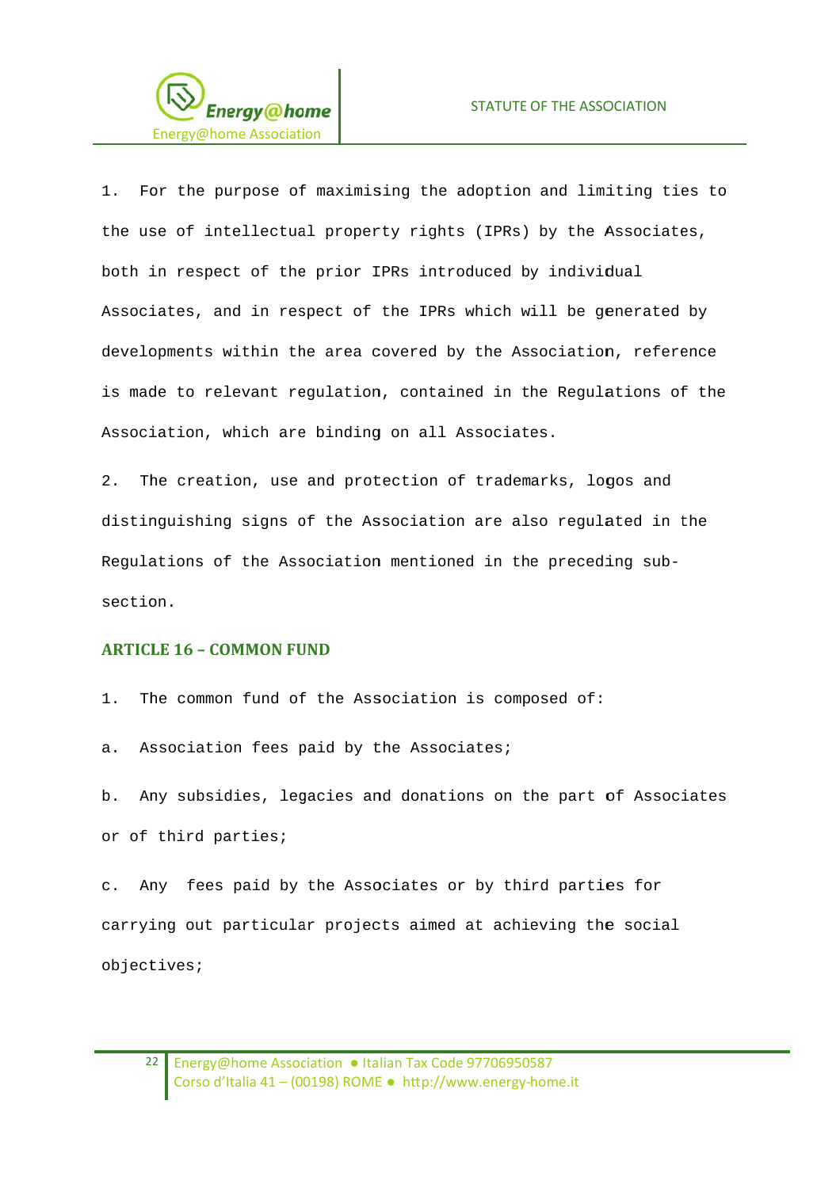1. For the purpose of maximising the adoption and limiting ties to the use of intellectual property rights (IPRs) by the Associates, both in respect of the prior IPRs introduced by individual Associates, and in respect of the IPRs which will be generated by developments within the area covered by the Association, reference is made to relevant regulation, contained in the Regulations of the Association, which are binding on all Associates.

2. The creation, use and protection of trademarks, logos and distinguishing signs of the Association are also regulated in the Regulations of the Association mentioned in the preceding sub-section.

## ARTICLE 16 – COMMON FUND

1. The common fund of the Association is composed of:

a. Association fees paid by the Associates;

b. Any subsidies, legacies and donations on the part of Associates or of third parties;

c. Any fees paid by the Associates or by third parties for carrying out particular projects aimed at achieving the social objectives;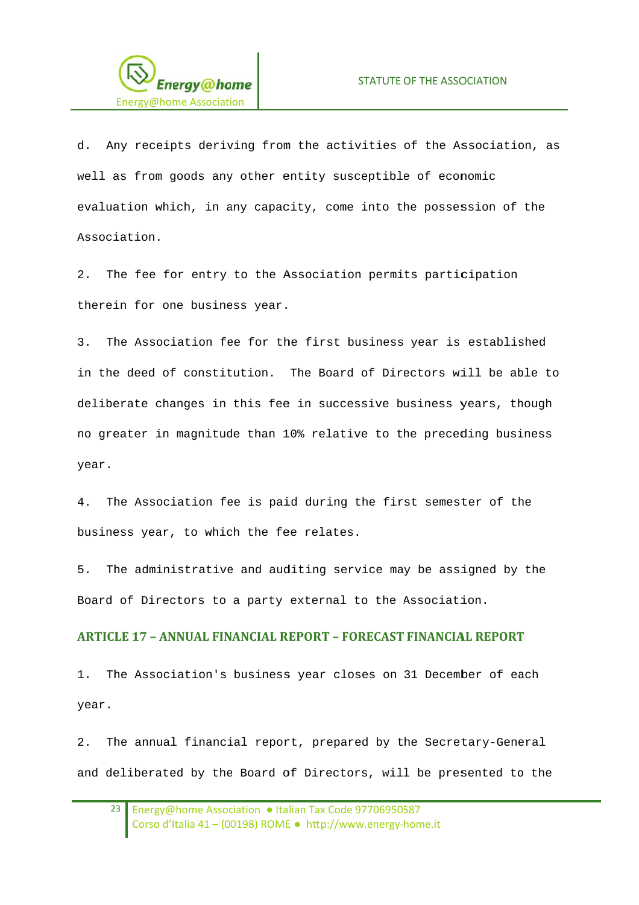d. Any receipts deriving from the activities of the Association, as well as from goods any other entity susceptible of economic evaluation which, in any capacity, come into the possession of the Association.

2. The fee for entry to the Association permits participation therein for one business year.

3. The Association fee for the first business year is established in the deed of constitution. The Board of Directors will be able to deliberate changes in this fee in successive business years, though no greater in magnitude than 10% relative to the preceding business year.

4. The Association fee is paid during the first semester of the business year, to which the fee relates.

5. The administrative and auditing service may be assigned by the Board of Directors to a party external to the Association.

## ARTICLE 17 – ANNUAL FINANCIAL REPORT – FORECAST FINANCIAL REPORT

1. The Association's business year closes on 31 December of each year.

2. The annual financial report, prepared by the Secretary-General and deliberated by the Board of Directors, will be presented to the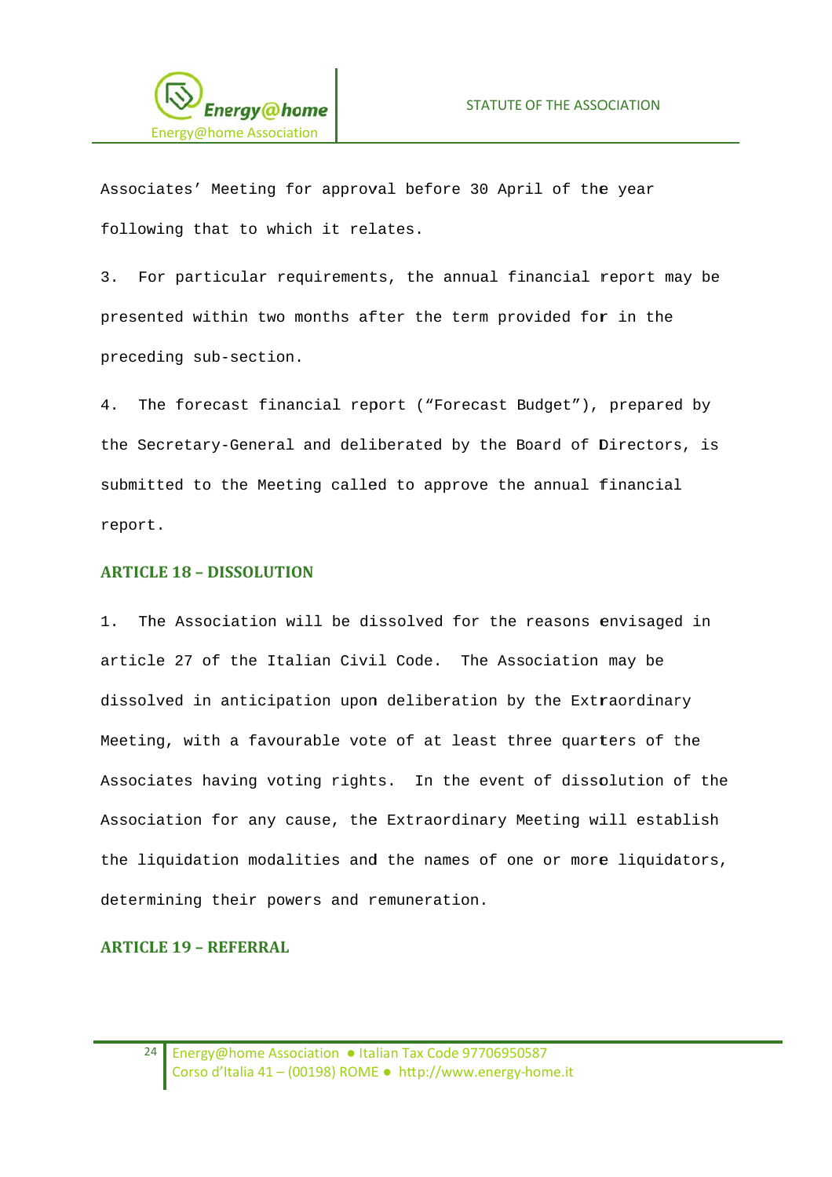Associates' Meeting for approval before 30 April of the year following that to which it relates.

3. For particular requirements, the annual financial report may be presented within two months after the term provided for in the preceding sub-section.

4. The forecast financial report ("Forecast Budget"), prepared by the Secretary-General and deliberated by the Board of Directors, is submitted to the Meeting called to approve the annual financial report.

## ARTICLE 18 – DISSOLUTION

1. The Association will be dissolved for the reasons envisaged in article 27 of the Italian Civil Code. The Association may be dissolved in anticipation upon deliberation by the Extraordinary Meeting, with a favourable vote of at least three quarters of the Associates having voting rights. In the event of dissolution of the Association for any cause, the Extraordinary Meeting will establish the liquidation modalities and the names of one or more liquidators, determining their powers and remuneration.

## ARTICLE 19 – REFERRAL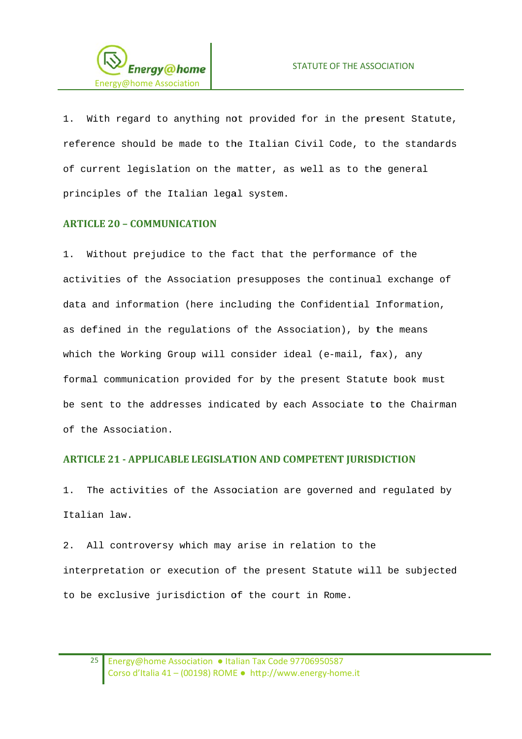1. With regard to anything not provided for in the present Statute, reference should be made to the Italian Civil Code, to the standards of current legislation on the matter, as well as to the general principles of the Italian legal system.

### ARTICLE 20 – COMMUNICATION

1. Without prejudice to the fact that the performance of the activities of the Association presupposes the continual exchange of data and information (here including the Confidential Information, as defined in the regulations of the Association), by the means which the Working Group will consider ideal (e-mail, fax), any formal communication provided for by the present Statute book must be sent to the addresses indicated by each Associate to the Chairman of the Association.

### ARTICLE 21 - APPLICABLE LEGISLATION AND COMPETENT JURISDICTION

1. The activities of the Association are governed and regulated by Italian law.

2. All controversy which may arise in relation to the interpretation or execution of the present Statute will be subjected to be exclusive jurisdiction of the court in Rome.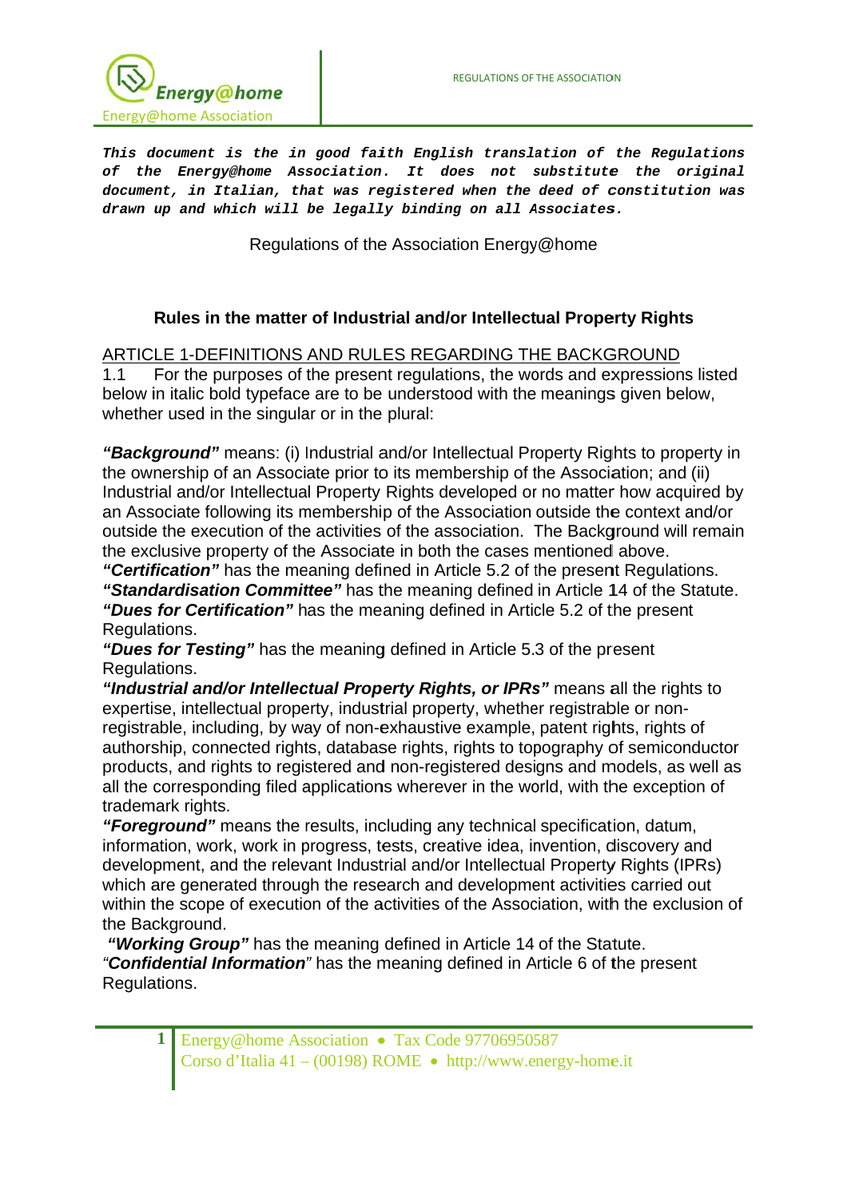***This document is the in good faith English translation of the Regulations of the Energy@home Association. It does not substitute the original document, in Italian, that was registered when the deed of constitution was drawn up and which will be legally binding on all Associates.***

Regulations of the Association Energy@home

## Rules in the matter of Industrial and/or Intellectual Property Rights

### ARTICLE 1-DEFINITIONS AND RULES REGARDING THE BACKGROUND

1.1 For the purposes of the present regulations, the words and expressions listed below in italic bold typeface are to be understood with the meanings given below, whether used in the singular or in the plural:

***"Background"*** means: (i) Industrial and/or Intellectual Property Rights to property in the ownership of an Associate prior to its membership of the Association; and (ii) Industrial and/or Intellectual Property Rights developed or no matter how acquired by an Associate following its membership of the Association outside the context and/or outside the execution of the activities of the association. The Background will remain the exclusive property of the Associate in both the cases mentioned above.

***"Certification"*** has the meaning defined in Article 5.2 of the present Regulations.

***"Standardisation Committee"*** has the meaning defined in Article 14 of the Statute.

***"Dues for Certification"*** has the meaning defined in Article 5.2 of the present Regulations.

***"Dues for Testing"*** has the meaning defined in Article 5.3 of the present Regulations.

***"Industrial and/or Intellectual Property Rights, or IPRs"*** means all the rights to expertise, intellectual property, industrial property, whether registrable or non-registrable, including, by way of non-exhaustive example, patent rights, rights of authorship, connected rights, database rights, rights to topography of semiconductor products, and rights to registered and non-registered designs and models, as well as all the corresponding filed applications wherever in the world, with the exception of trademark rights.

***"Foreground"*** means the results, including any technical specification, datum, information, work, work in progress, tests, creative idea, invention, discovery and development, and the relevant Industrial and/or Intellectual Property Rights (IPRs) which are generated through the research and development activities carried out within the scope of execution of the activities of the Association, with the exclusion of the Background.

***"Working Group"*** has the meaning defined in Article 14 of the Statute.

"***Confidential Information***" has the meaning defined in Article 6 of the present Regulations.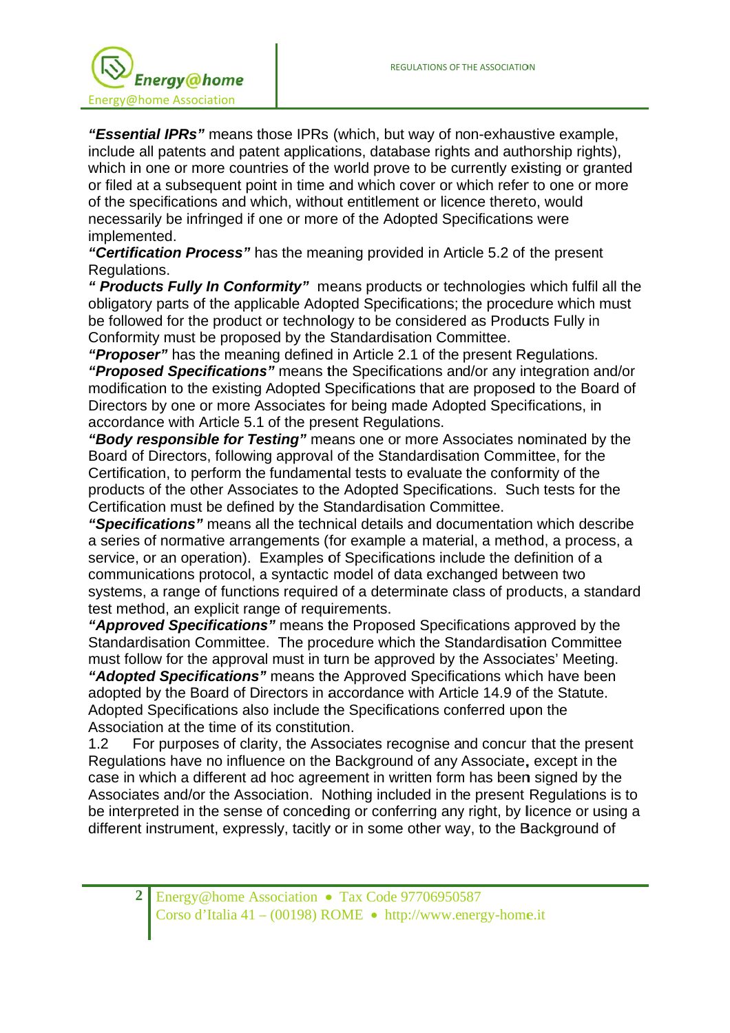***"Essential IPRs"*** means those IPRs (which, but way of non-exhaustive example, include all patents and patent applications, database rights and authorship rights), which in one or more countries of the world prove to be currently existing or granted or filed at a subsequent point in time and which cover or which refer to one or more of the specifications and which, without entitlement or licence thereto, would necessarily be infringed if one or more of the Adopted Specifications were implemented.

***"Certification Process"*** has the meaning provided in Article 5.2 of the present Regulations.

***" Products Fully In Conformity"*** means products or technologies which fulfil all the obligatory parts of the applicable Adopted Specifications; the procedure which must be followed for the product or technology to be considered as Products Fully in Conformity must be proposed by the Standardisation Committee.

***"Proposer"*** has the meaning defined in Article 2.1 of the present Regulations.

***"Proposed Specifications"*** means the Specifications and/or any integration and/or modification to the existing Adopted Specifications that are proposed to the Board of Directors by one or more Associates for being made Adopted Specifications, in accordance with Article 5.1 of the present Regulations.

***"Body responsible for Testing"*** means one or more Associates nominated by the Board of Directors, following approval of the Standardisation Committee, for the Certification, to perform the fundamental tests to evaluate the conformity of the products of the other Associates to the Adopted Specifications. Such tests for the Certification must be defined by the Standardisation Committee.

***"Specifications"*** means all the technical details and documentation which describe a series of normative arrangements (for example a material, a method, a process, a service, or an operation). Examples of Specifications include the definition of a communications protocol, a syntactic model of data exchanged between two systems, a range of functions required of a determinate class of products, a standard test method, an explicit range of requirements.

***"Approved Specifications"*** means the Proposed Specifications approved by the Standardisation Committee. The procedure which the Standardisation Committee must follow for the approval must in turn be approved by the Associates' Meeting.

***"Adopted Specifications"*** means the Approved Specifications which have been adopted by the Board of Directors in accordance with Article 14.9 of the Statute. Adopted Specifications also include the Specifications conferred upon the Association at the time of its constitution.

1.2 For purposes of clarity, the Associates recognise and concur that the present Regulations have no influence on the Background of any Associate, except in the case in which a different ad hoc agreement in written form has been signed by the Associates and/or the Association. Nothing included in the present Regulations is to be interpreted in the sense of conceding or conferring any right, by licence or using a different instrument, expressly, tacitly or in some other way, to the Background of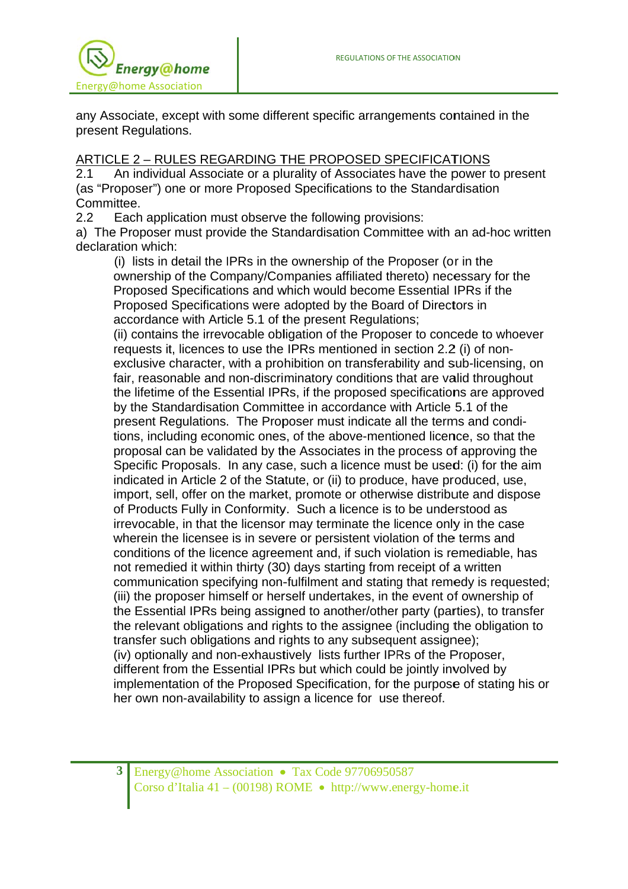any Associate, except with some different specific arrangements contained in the present Regulations.

ARTICLE 2 – RULES REGARDING THE PROPOSED SPECIFICATIONS

2.1 An individual Associate or a plurality of Associates have the power to present (as "Proposer") one or more Proposed Specifications to the Standardisation Committee.

2.2 Each application must observe the following provisions:

a) The Proposer must provide the Standardisation Committee with an ad-hoc written declaration which:

(i) lists in detail the IPRs in the ownership of the Proposer (or in the ownership of the Company/Companies affiliated thereto) necessary for the Proposed Specifications and which would become Essential IPRs if the Proposed Specifications were adopted by the Board of Directors in accordance with Article 5.1 of the present Regulations;

(ii) contains the irrevocable obligation of the Proposer to concede to whoever requests it, licences to use the IPRs mentioned in section 2.2 (i) of non-exclusive character, with a prohibition on transferability and sub-licensing, on fair, reasonable and non-discriminatory conditions that are valid throughout the lifetime of the Essential IPRs, if the proposed specifications are approved by the Standardisation Committee in accordance with Article 5.1 of the present Regulations. The Proposer must indicate all the terms and conditions, including economic ones, of the above-mentioned licence, so that the proposal can be validated by the Associates in the process of approving the Specific Proposals. In any case, such a licence must be used: (i) for the aim indicated in Article 2 of the Statute, or (ii) to produce, have produced, use, import, sell, offer on the market, promote or otherwise distribute and dispose of Products Fully in Conformity. Such a licence is to be understood as irrevocable, in that the licensor may terminate the licence only in the case wherein the licensee is in severe or persistent violation of the terms and conditions of the licence agreement and, if such violation is remediable, has not remedied it within thirty (30) days starting from receipt of a written communication specifying non-fulfilment and stating that remedy is requested;

(iii) the proposer himself or herself undertakes, in the event of ownership of the Essential IPRs being assigned to another/other party (parties), to transfer the relevant obligations and rights to the assignee (including the obligation to transfer such obligations and rights to any subsequent assignee);

(iv) optionally and non-exhaustively lists further IPRs of the Proposer, different from the Essential IPRs but which could be jointly involved by implementation of the Proposed Specification, for the purpose of stating his or her own non-availability to assign a licence for use thereof.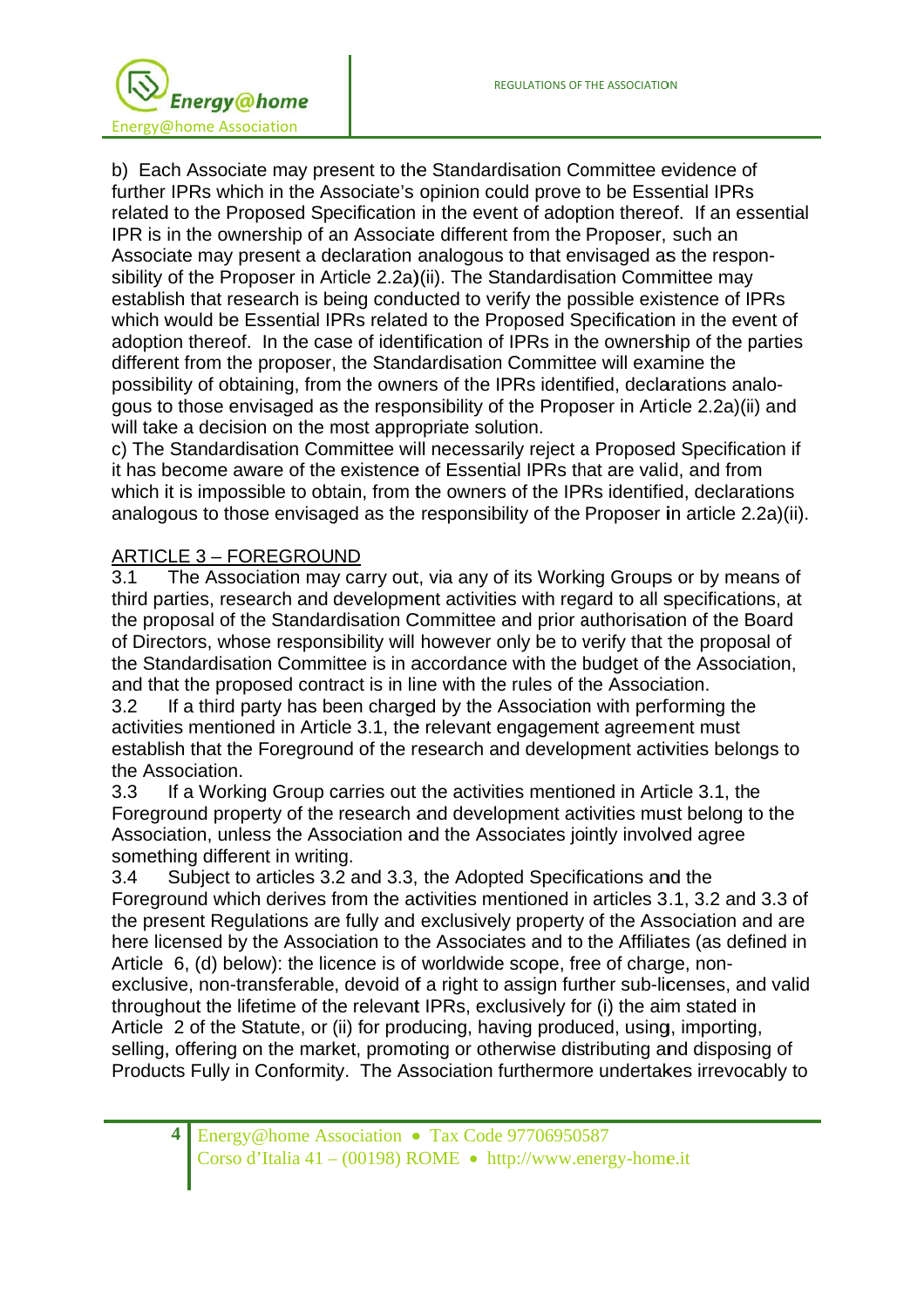b) Each Associate may present to the Standardisation Committee evidence of further IPRs which in the Associate's opinion could prove to be Essential IPRs related to the Proposed Specification in the event of adoption thereof. If an essential IPR is in the ownership of an Associate different from the Proposer, such an Associate may present a declaration analogous to that envisaged as the responsibility of the Proposer in Article 2.2a)(ii). The Standardisation Committee may establish that research is being conducted to verify the possible existence of IPRs which would be Essential IPRs related to the Proposed Specification in the event of adoption thereof. In the case of identification of IPRs in the ownership of the parties different from the proposer, the Standardisation Committee will examine the possibility of obtaining, from the owners of the IPRs identified, declarations analogous to those envisaged as the responsibility of the Proposer in Article 2.2a)(ii) and will take a decision on the most appropriate solution.

c) The Standardisation Committee will necessarily reject a Proposed Specification if it has become aware of the existence of Essential IPRs that are valid, and from which it is impossible to obtain, from the owners of the IPRs identified, declarations analogous to those envisaged as the responsibility of the Proposer in article 2.2a)(ii).

## ARTICLE 3 – FOREGROUND

3.1 The Association may carry out, via any of its Working Groups or by means of third parties, research and development activities with regard to all specifications, at the proposal of the Standardisation Committee and prior authorisation of the Board of Directors, whose responsibility will however only be to verify that the proposal of the Standardisation Committee is in accordance with the budget of the Association, and that the proposed contract is in line with the rules of the Association.

3.2 If a third party has been charged by the Association with performing the activities mentioned in Article 3.1, the relevant engagement agreement must establish that the Foreground of the research and development activities belongs to the Association.

3.3 If a Working Group carries out the activities mentioned in Article 3.1, the Foreground property of the research and development activities must belong to the Association, unless the Association and the Associates jointly involved agree something different in writing.

3.4 Subject to articles 3.2 and 3.3, the Adopted Specifications and the Foreground which derives from the activities mentioned in articles 3.1, 3.2 and 3.3 of the present Regulations are fully and exclusively property of the Association and are here licensed by the Association to the Associates and to the Affiliates (as defined in Article 6, (d) below): the licence is of worldwide scope, free of charge, non-exclusive, non-transferable, devoid of a right to assign further sub-licenses, and valid throughout the lifetime of the relevant IPRs, exclusively for (i) the aim stated in Article 2 of the Statute, or (ii) for producing, having produced, using, importing, selling, offering on the market, promoting or otherwise distributing and disposing of Products Fully in Conformity. The Association furthermore undertakes irrevocably to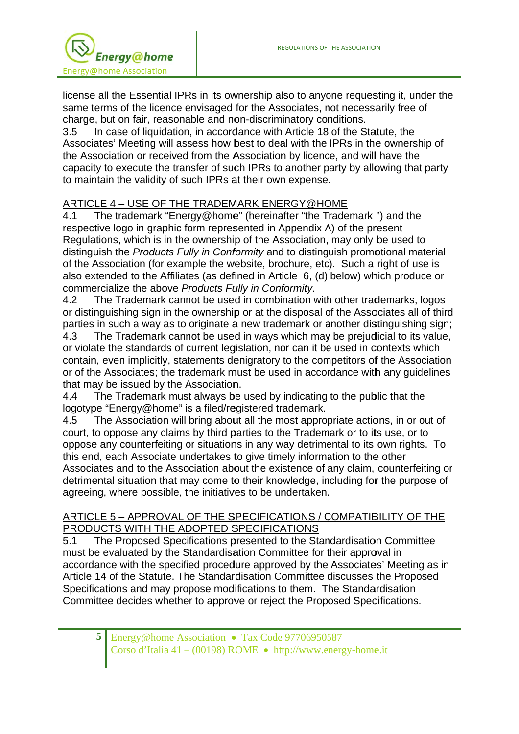license all the Essential IPRs in its ownership also to anyone requesting it, under the same terms of the licence envisaged for the Associates, not necessarily free of charge, but on fair, reasonable and non-discriminatory conditions.

3.5 In case of liquidation, in accordance with Article 18 of the Statute, the Associates' Meeting will assess how best to deal with the IPRs in the ownership of the Association or received from the Association by licence, and will have the capacity to execute the transfer of such IPRs to another party by allowing that party to maintain the validity of such IPRs at their own expense.

## ARTICLE 4 – USE OF THE TRADEMARK ENERGY@HOME

4.1 The trademark "Energy@home" (hereinafter "the Trademark ") and the respective logo in graphic form represented in Appendix A) of the present Regulations, which is in the ownership of the Association, may only be used to distinguish the *Products Fully in Conformity* and to distinguish promotional material of the Association (for example the website, brochure, etc). Such a right of use is also extended to the Affiliates (as defined in Article 6, (d) below) which produce or commercialize the above *Products Fully in Conformity*.

4.2 The Trademark cannot be used in combination with other trademarks, logos or distinguishing sign in the ownership or at the disposal of the Associates all of third parties in such a way as to originate a new trademark or another distinguishing sign;

4.3 The Trademark cannot be used in ways which may be prejudicial to its value, or violate the standards of current legislation, nor can it be used in contexts which contain, even implicitly, statements denigratory to the competitors of the Association or of the Associates; the trademark must be used in accordance with any guidelines that may be issued by the Association.

4.4 The Trademark must always be used by indicating to the public that the logotype "Energy@home" is a filed/registered trademark.

4.5 The Association will bring about all the most appropriate actions, in or out of court, to oppose any claims by third parties to the Trademark or to its use, or to oppose any counterfeiting or situations in any way detrimental to its own rights. To this end, each Associate undertakes to give timely information to the other Associates and to the Association about the existence of any claim, counterfeiting or detrimental situation that may come to their knowledge, including for the purpose of agreeing, where possible, the initiatives to be undertaken.

## ARTICLE 5 – APPROVAL OF THE SPECIFICATIONS / COMPATIBILITY OF THE PRODUCTS WITH THE ADOPTED SPECIFICATIONS

5.1 The Proposed Specifications presented to the Standardisation Committee must be evaluated by the Standardisation Committee for their approval in accordance with the specified procedure approved by the Associates' Meeting as in Article 14 of the Statute. The Standardisation Committee discusses the Proposed Specifications and may propose modifications to them. The Standardisation Committee decides whether to approve or reject the Proposed Specifications.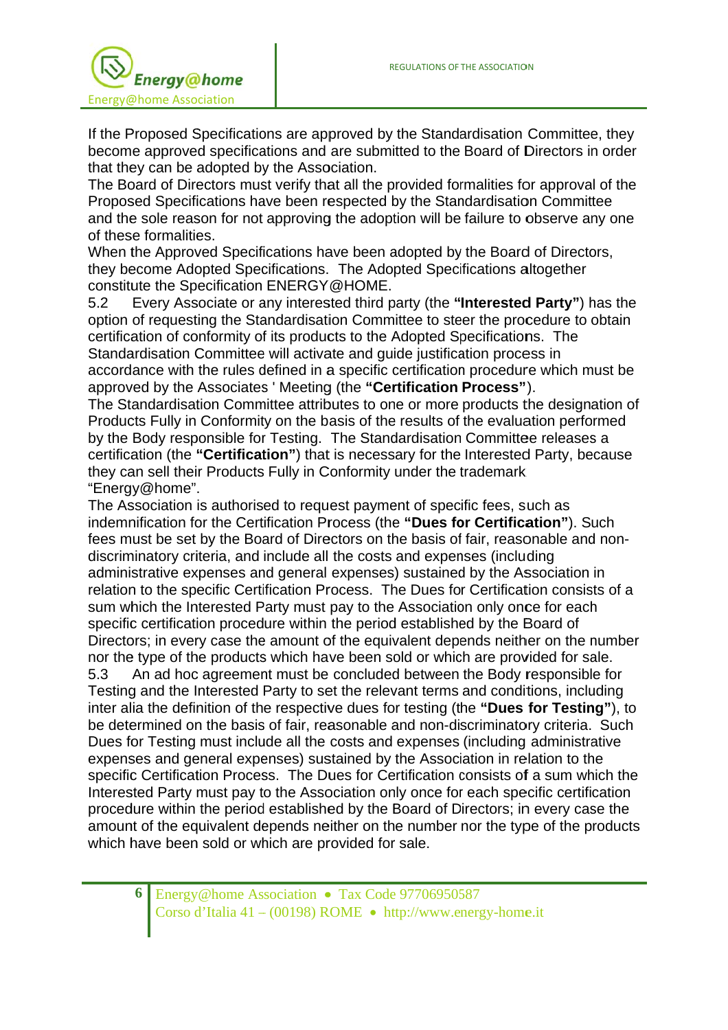If the Proposed Specifications are approved by the Standardisation Committee, they become approved specifications and are submitted to the Board of Directors in order that they can be adopted by the Association.
The Board of Directors must verify that all the provided formalities for approval of the Proposed Specifications have been respected by the Standardisation Committee and the sole reason for not approving the adoption will be failure to observe any one of these formalities.
When the Approved Specifications have been adopted by the Board of Directors, they become Adopted Specifications. The Adopted Specifications altogether constitute the Specification ENERGY@HOME.

5.2 Every Associate or any interested third party (the **"Interested Party"**) has the option of requesting the Standardisation Committee to steer the procedure to obtain certification of conformity of its products to the Adopted Specifications. The Standardisation Committee will activate and guide justification process in accordance with the rules defined in a specific certification procedure which must be approved by the Associates ' Meeting (the **"Certification Process"**).
The Standardisation Committee attributes to one or more products the designation of Products Fully in Conformity on the basis of the results of the evaluation performed by the Body responsible for Testing. The Standardisation Committee releases a certification (the **"Certification"**) that is necessary for the Interested Party, because they can sell their Products Fully in Conformity under the trademark "Energy@home".
The Association is authorised to request payment of specific fees, such as indemnification for the Certification Process (the **"Dues for Certification"**). Such fees must be set by the Board of Directors on the basis of fair, reasonable and non-discriminatory criteria, and include all the costs and expenses (including administrative expenses and general expenses) sustained by the Association in relation to the specific Certification Process. The Dues for Certification consists of a sum which the Interested Party must pay to the Association only once for each specific certification procedure within the period established by the Board of Directors; in every case the amount of the equivalent depends neither on the number nor the type of the products which have been sold or which are provided for sale.

5.3 An ad hoc agreement must be concluded between the Body responsible for Testing and the Interested Party to set the relevant terms and conditions, including inter alia the definition of the respective dues for testing (the **"Dues for Testing"**), to be determined on the basis of fair, reasonable and non-discriminatory criteria. Such Dues for Testing must include all the costs and expenses (including administrative expenses and general expenses) sustained by the Association in relation to the specific Certification Process. The Dues for Certification consists of a sum which the Interested Party must pay to the Association only once for each specific certification procedure within the period established by the Board of Directors; in every case the amount of the equivalent depends neither on the number nor the type of the products which have been sold or which are provided for sale.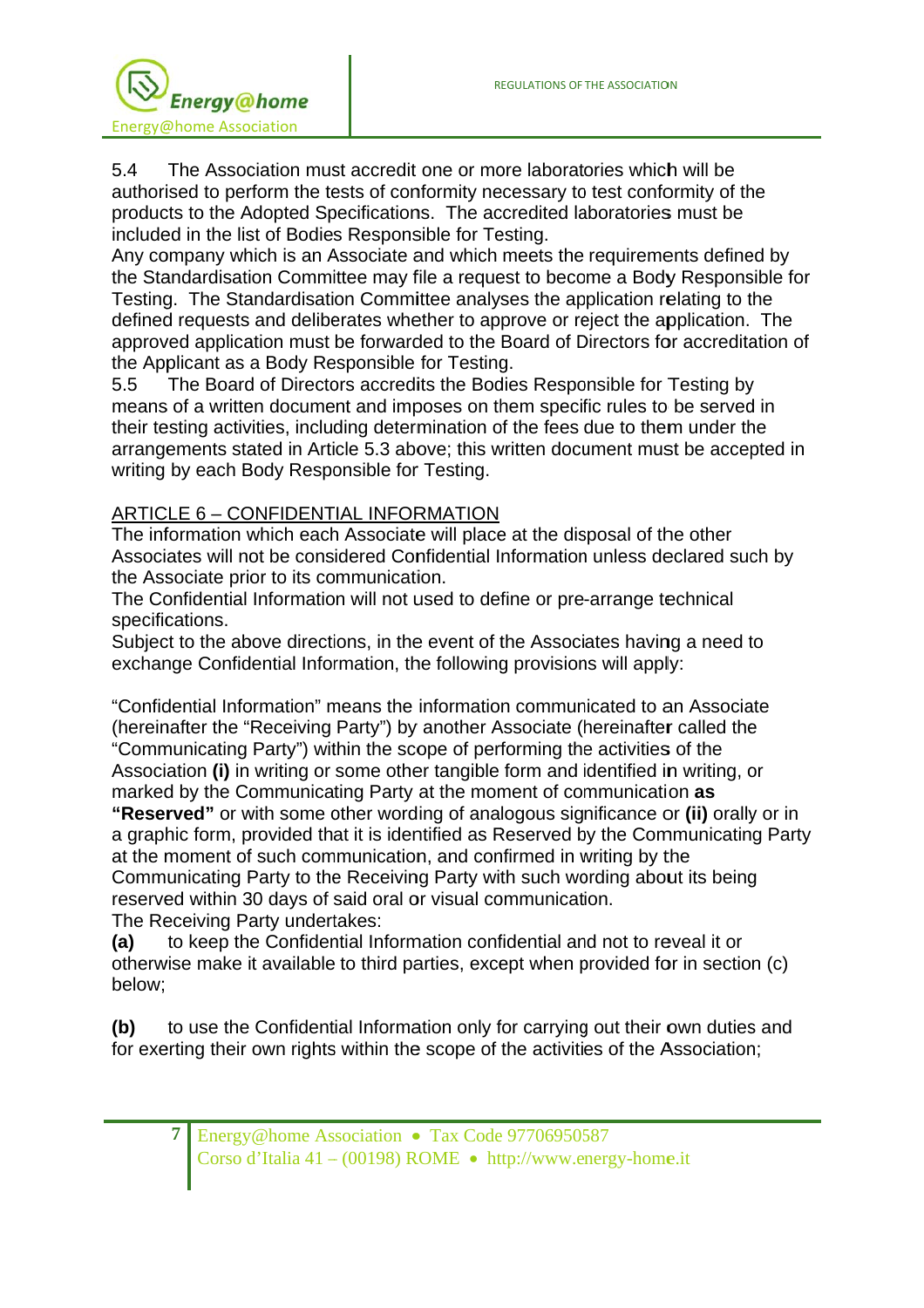5.4 The Association must accredit one or more laboratories which will be authorised to perform the tests of conformity necessary to test conformity of the products to the Adopted Specifications. The accredited laboratories must be included in the list of Bodies Responsible for Testing.

Any company which is an Associate and which meets the requirements defined by the Standardisation Committee may file a request to become a Body Responsible for Testing. The Standardisation Committee analyses the application relating to the defined requests and deliberates whether to approve or reject the application. The approved application must be forwarded to the Board of Directors for accreditation of the Applicant as a Body Responsible for Testing.

5.5 The Board of Directors accredits the Bodies Responsible for Testing by means of a written document and imposes on them specific rules to be served in their testing activities, including determination of the fees due to them under the arrangements stated in Article 5.3 above; this written document must be accepted in writing by each Body Responsible for Testing.

## ARTICLE 6 – CONFIDENTIAL INFORMATION

The information which each Associate will place at the disposal of the other Associates will not be considered Confidential Information unless declared such by the Associate prior to its communication.

The Confidential Information will not used to define or pre-arrange technical specifications.

Subject to the above directions, in the event of the Associates having a need to exchange Confidential Information, the following provisions will apply:

“Confidential Information” means the information communicated to an Associate (hereinafter the “Receiving Party”) by another Associate (hereinafter called the “Communicating Party”) within the scope of performing the activities of the Association **(i)** in writing or some other tangible form and identified in writing, or marked by the Communicating Party at the moment of communication **as “Reserved”** or with some other wording of analogous significance or **(ii)** orally or in a graphic form, provided that it is identified as Reserved by the Communicating Party at the moment of such communication, and confirmed in writing by the Communicating Party to the Receiving Party with such wording about its being reserved within 30 days of said oral or visual communication.

The Receiving Party undertakes:

**(a)** to keep the Confidential Information confidential and not to reveal it or otherwise make it available to third parties, except when provided for in section (c) below;

**(b)** to use the Confidential Information only for carrying out their own duties and for exerting their own rights within the scope of the activities of the Association;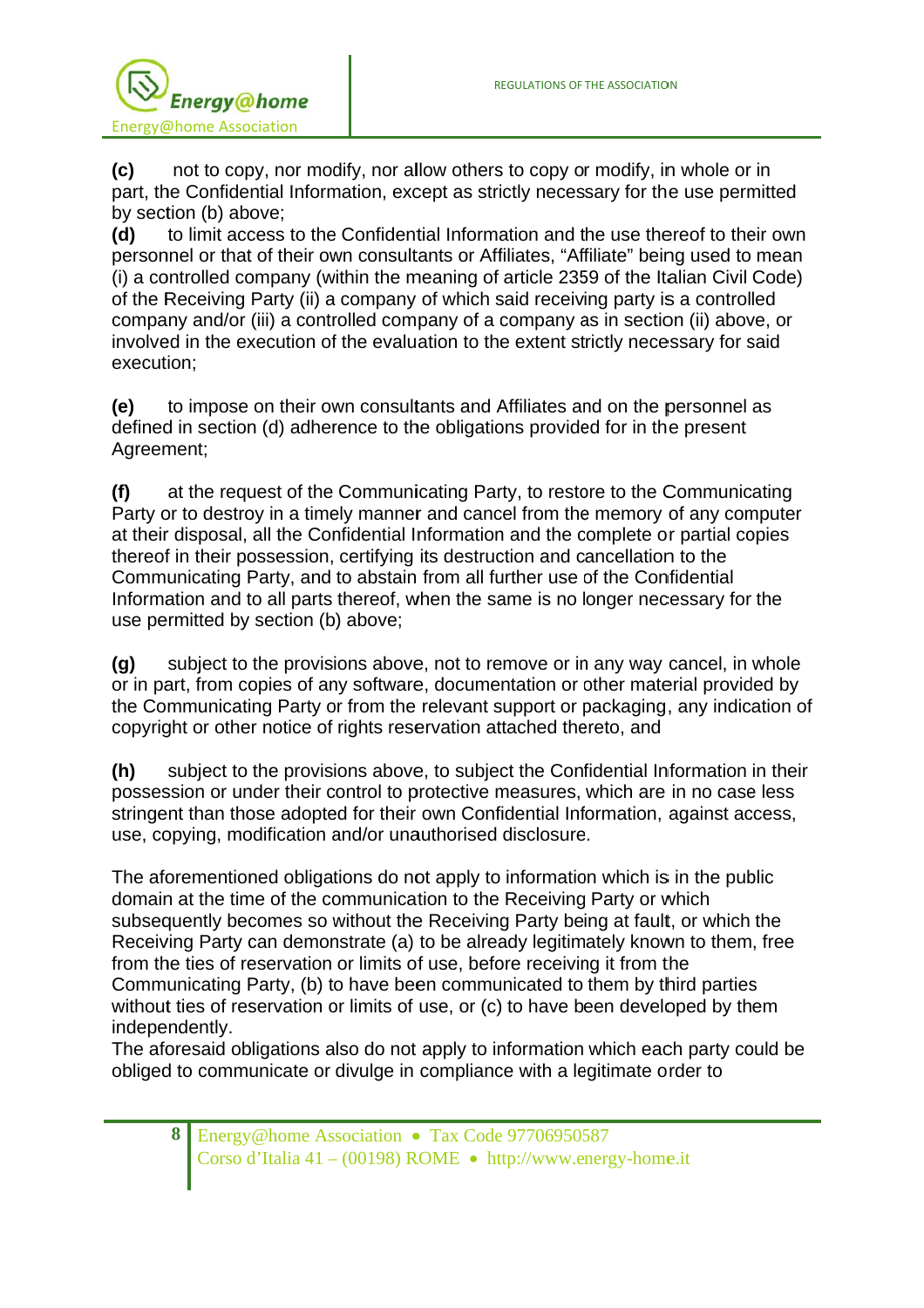**(c)** not to copy, nor modify, nor allow others to copy or modify, in whole or in part, the Confidential Information, except as strictly necessary for the use permitted by section (b) above;

**(d)** to limit access to the Confidential Information and the use thereof to their own personnel or that of their own consultants or Affiliates, “Affiliate” being used to mean (i) a controlled company (within the meaning of article 2359 of the Italian Civil Code) of the Receiving Party (ii) a company of which said receiving party is a controlled company and/or (iii) a controlled company of a company as in section (ii) above, or involved in the execution of the evaluation to the extent strictly necessary for said execution;

**(e)** to impose on their own consultants and Affiliates and on the personnel as defined in section (d) adherence to the obligations provided for in the present Agreement;

**(f)** at the request of the Communicating Party, to restore to the Communicating Party or to destroy in a timely manner and cancel from the memory of any computer at their disposal, all the Confidential Information and the complete or partial copies thereof in their possession, certifying its destruction and cancellation to the Communicating Party, and to abstain from all further use of the Confidential Information and to all parts thereof, when the same is no longer necessary for the use permitted by section (b) above;

**(g)** subject to the provisions above, not to remove or in any way cancel, in whole or in part, from copies of any software, documentation or other material provided by the Communicating Party or from the relevant support or packaging, any indication of copyright or other notice of rights reservation attached thereto, and

**(h)** subject to the provisions above, to subject the Confidential Information in their possession or under their control to protective measures, which are in no case less stringent than those adopted for their own Confidential Information, against access, use, copying, modification and/or unauthorised disclosure.

The aforementioned obligations do not apply to information which is in the public domain at the time of the communication to the Receiving Party or which subsequently becomes so without the Receiving Party being at fault, or which the Receiving Party can demonstrate (a) to be already legitimately known to them, free from the ties of reservation or limits of use, before receiving it from the Communicating Party, (b) to have been communicated to them by third parties without ties of reservation or limits of use, or (c) to have been developed by them independently.
The aforesaid obligations also do not apply to information which each party could be obliged to communicate or divulge in compliance with a legitimate order to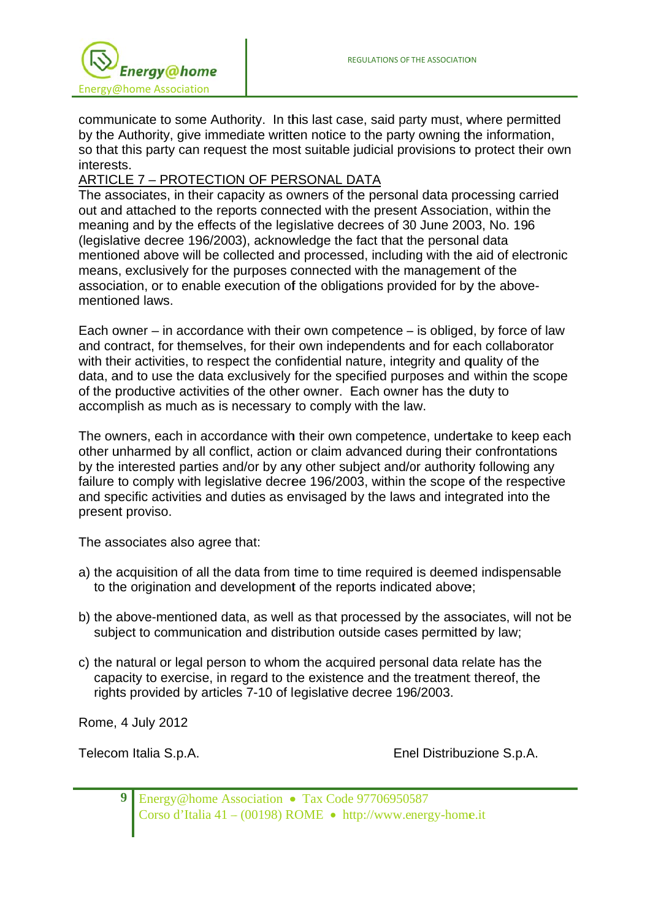communicate to some Authority. In this last case, said party must, where permitted by the Authority, give immediate written notice to the party owning the information, so that this party can request the most suitable judicial provisions to protect their own interests.

## ARTICLE 7 – PROTECTION OF PERSONAL DATA

The associates, in their capacity as owners of the personal data processing carried out and attached to the reports connected with the present Association, within the meaning and by the effects of the legislative decrees of 30 June 2003, No. 196 (legislative decree 196/2003), acknowledge the fact that the personal data mentioned above will be collected and processed, including with the aid of electronic means, exclusively for the purposes connected with the management of the association, or to enable execution of the obligations provided for by the above-mentioned laws.

Each owner – in accordance with their own competence – is obliged, by force of law and contract, for themselves, for their own independents and for each collaborator with their activities, to respect the confidential nature, integrity and quality of the data, and to use the data exclusively for the specified purposes and within the scope of the productive activities of the other owner. Each owner has the duty to accomplish as much as is necessary to comply with the law.

The owners, each in accordance with their own competence, undertake to keep each other unharmed by all conflict, action or claim advanced during their confrontations by the interested parties and/or by any other subject and/or authority following any failure to comply with legislative decree 196/2003, within the scope of the respective and specific activities and duties as envisaged by the laws and integrated into the present proviso.

The associates also agree that:

a) the acquisition of all the data from time to time required is deemed indispensable to the origination and development of the reports indicated above;

b) the above-mentioned data, as well as that processed by the associates, will not be subject to communication and distribution outside cases permitted by law;

c) the natural or legal person to whom the acquired personal data relate has the capacity to exercise, in regard to the existence and the treatment thereof, the rights provided by articles 7-10 of legislative decree 196/2003.

Rome, 4 July 2012

Telecom Italia S.p.A. Enel Distribuzione S.p.A.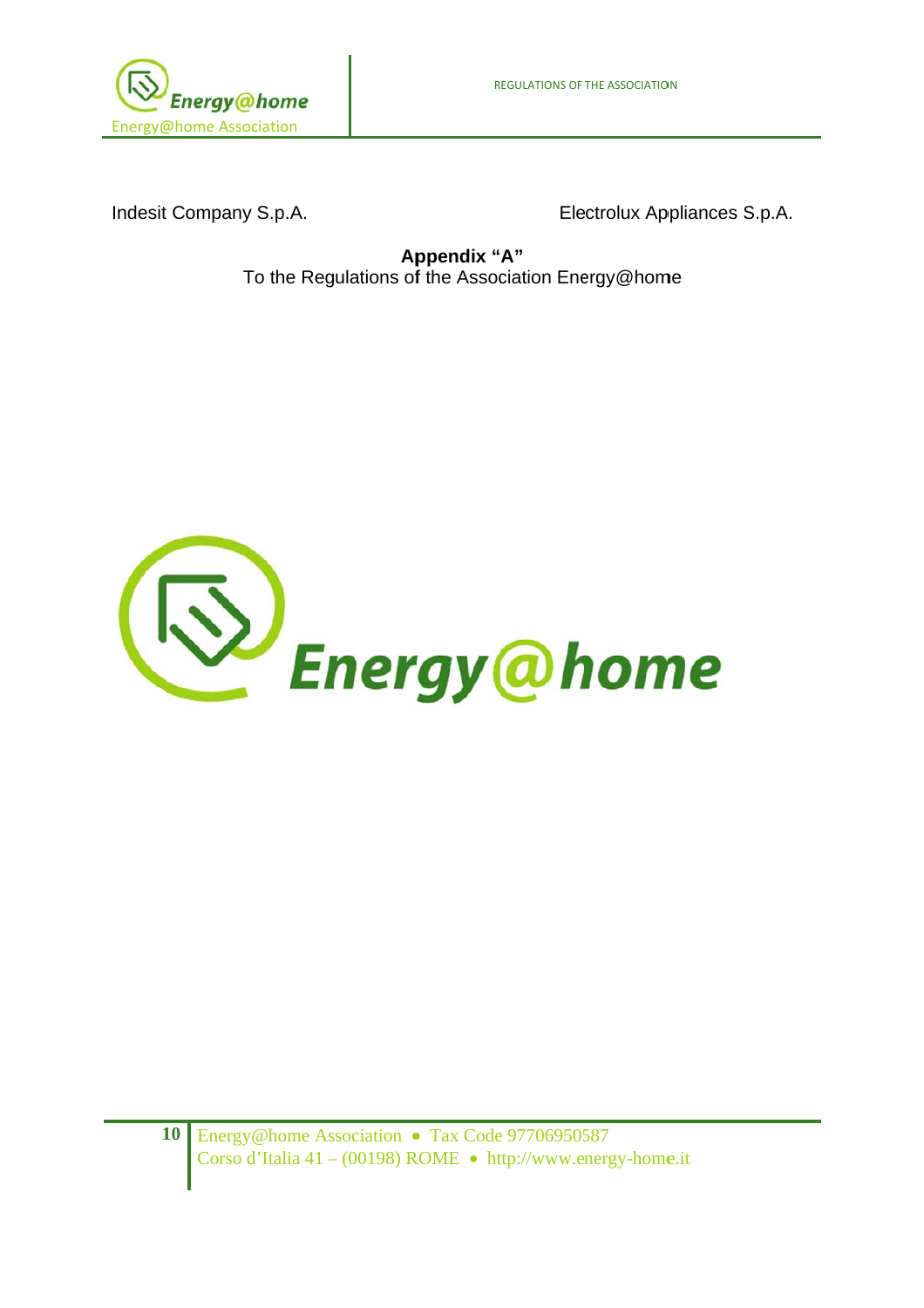Indesit Company S.p.A. Electrolux Appliances S.p.A.

**Appendix "A"**
To the Regulations of the Association Energy@home

Energy@home